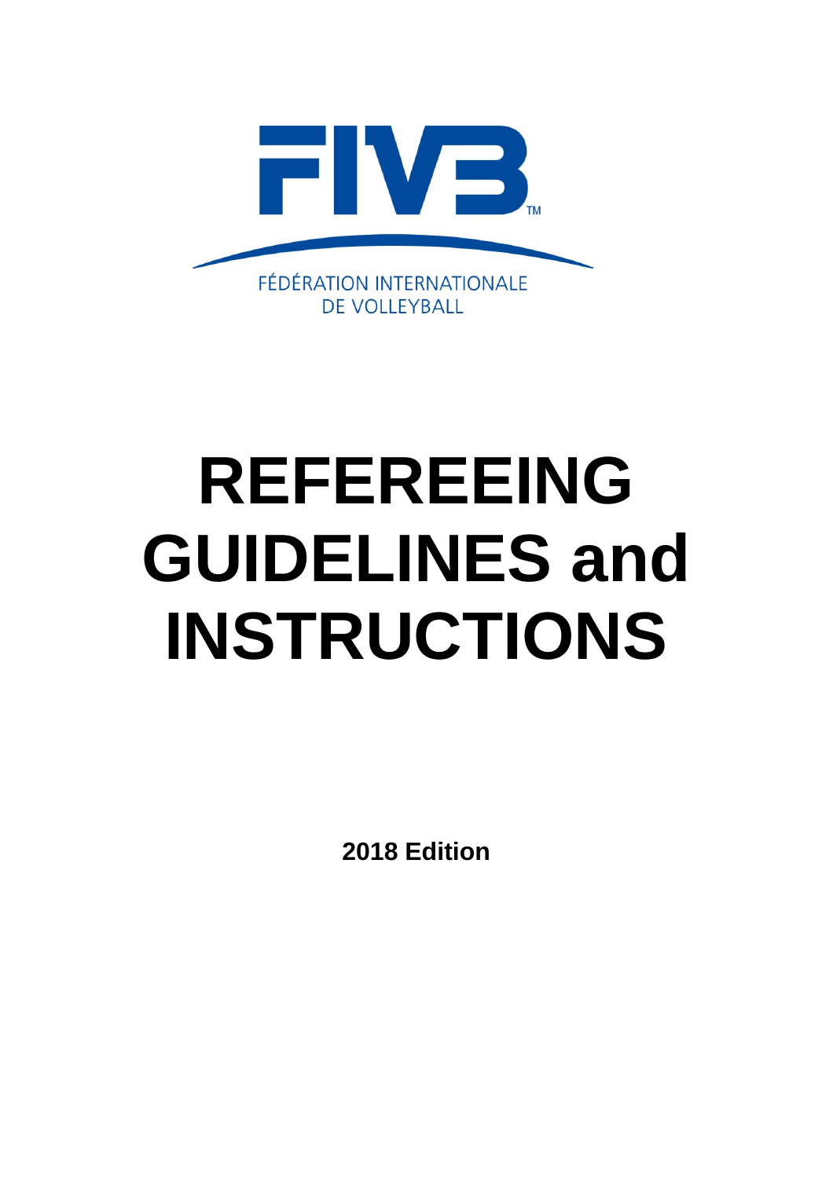FIVB

FÉDÉRATION INTERNATIONALE DE VOLLEYBALL

# REFEREEING GUIDELINES and INSTRUCTIONS

**2018 Edition**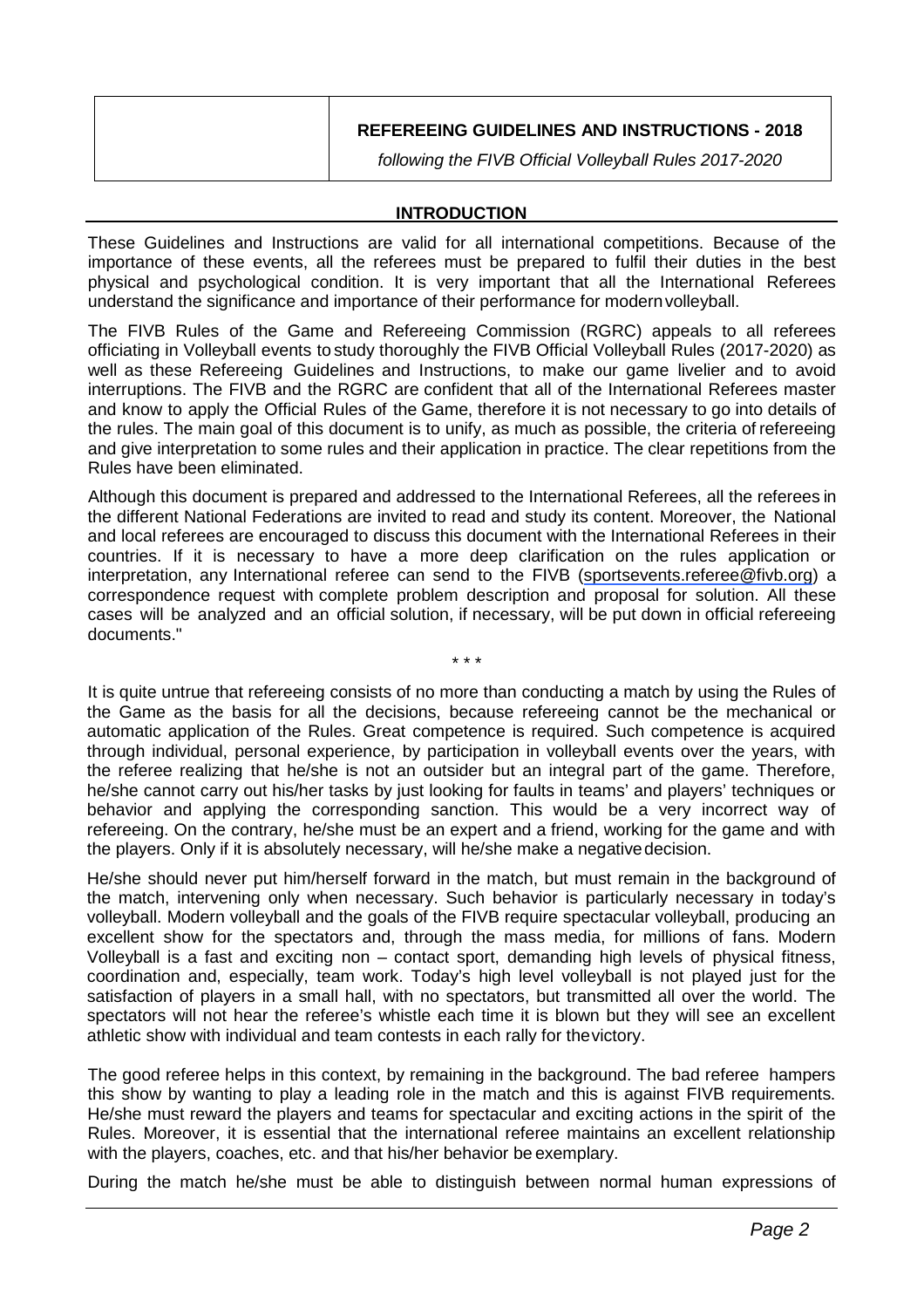**REFEREEING GUIDELINES AND INSTRUCTIONS - 2018**

*following the FIVB Official Volleyball Rules 2017-2020*

## INTRODUCTION

These Guidelines and Instructions are valid for all international competitions. Because of the importance of these events, all the referees must be prepared to fulfil their duties in the best physical and psychological condition. It is very important that all the International Referees understand the significance and importance of their performance for modern volleyball.

The FIVB Rules of the Game and Refereeing Commission (RGRC) appeals to all referees officiating in Volleyball events to study thoroughly the FIVB Official Volleyball Rules (2017-2020) as well as these Refereeing Guidelines and Instructions, to make our game livelier and to avoid interruptions. The FIVB and the RGRC are confident that all of the International Referees master and know to apply the Official Rules of the Game, therefore it is not necessary to go into details of the rules. The main goal of this document is to unify, as much as possible, the criteria of refereeing and give interpretation to some rules and their application in practice. The clear repetitions from the Rules have been eliminated.

Although this document is prepared and addressed to the International Referees, all the referees in the different National Federations are invited to read and study its content. Moreover, the National and local referees are encouraged to discuss this document with the International Referees in their countries. If it is necessary to have a more deep clarification on the rules application or interpretation, any International referee can send to the FIVB (sportsevents.referee@fivb.org) a correspondence request with complete problem description and proposal for solution. All these cases will be analyzed and an official solution, if necessary, will be put down in official refereeing documents."

\* \* \*

It is quite untrue that refereeing consists of no more than conducting a match by using the Rules of the Game as the basis for all the decisions, because refereeing cannot be the mechanical or automatic application of the Rules. Great competence is required. Such competence is acquired through individual, personal experience, by participation in volleyball events over the years, with the referee realizing that he/she is not an outsider but an integral part of the game. Therefore, he/she cannot carry out his/her tasks by just looking for faults in teams' and players' techniques or behavior and applying the corresponding sanction. This would be a very incorrect way of refereeing. On the contrary, he/she must be an expert and a friend, working for the game and with the players. Only if it is absolutely necessary, will he/she make a negative decision.

He/she should never put him/herself forward in the match, but must remain in the background of the match, intervening only when necessary. Such behavior is particularly necessary in today's volleyball. Modern volleyball and the goals of the FIVB require spectacular volleyball, producing an excellent show for the spectators and, through the mass media, for millions of fans. Modern Volleyball is a fast and exciting non – contact sport, demanding high levels of physical fitness, coordination and, especially, team work. Today's high level volleyball is not played just for the satisfaction of players in a small hall, with no spectators, but transmitted all over the world. The spectators will not hear the referee's whistle each time it is blown but they will see an excellent athletic show with individual and team contests in each rally for the victory.

The good referee helps in this context, by remaining in the background. The bad referee hampers this show by wanting to play a leading role in the match and this is against FIVB requirements. He/she must reward the players and teams for spectacular and exciting actions in the spirit of the Rules. Moreover, it is essential that the international referee maintains an excellent relationship with the players, coaches, etc. and that his/her behavior be exemplary.

During the match he/she must be able to distinguish between normal human expressions of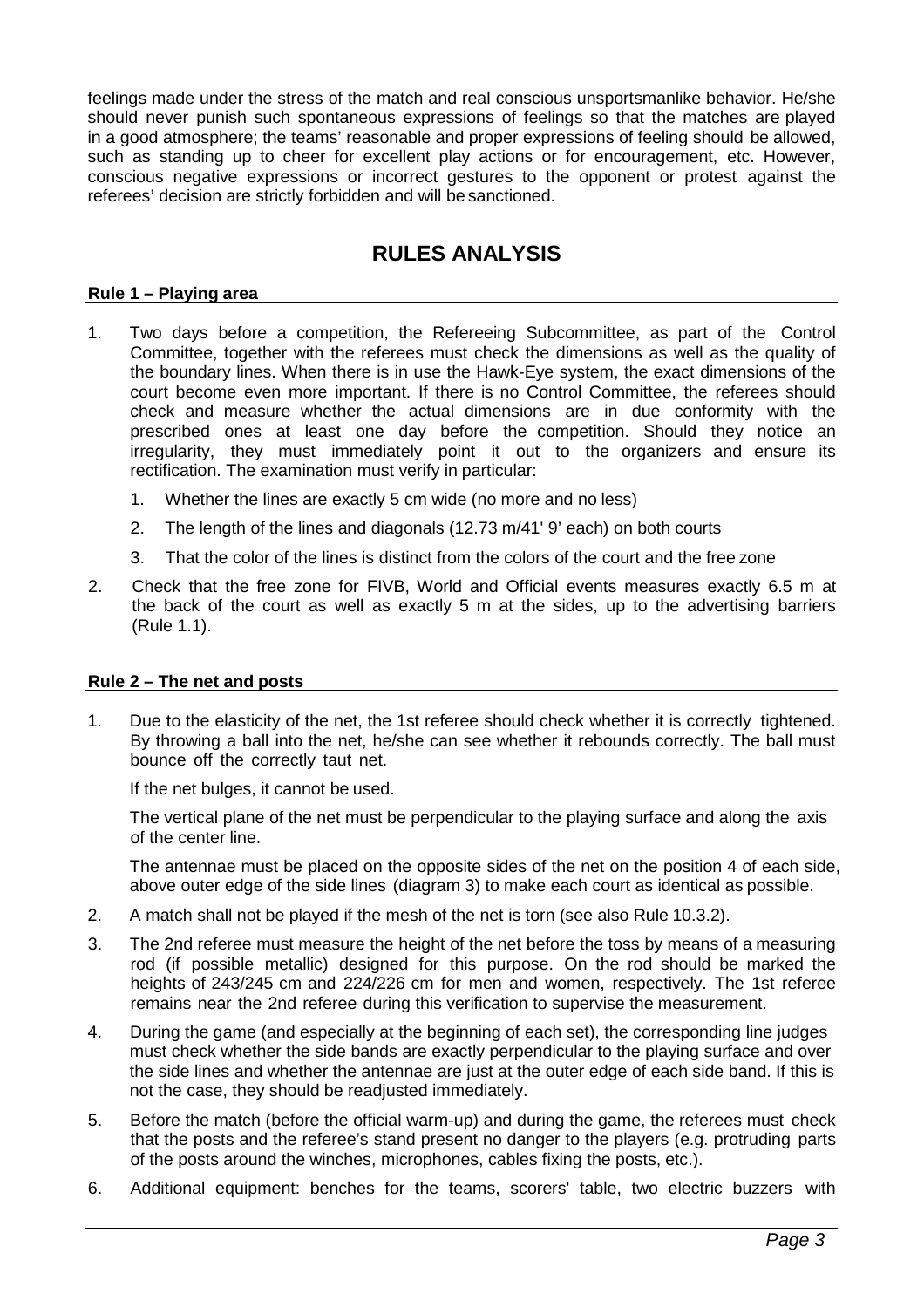feelings made under the stress of the match and real conscious unsportsmanlike behavior. He/she should never punish such spontaneous expressions of feelings so that the matches are played in a good atmosphere; the teams' reasonable and proper expressions of feeling should be allowed, such as standing up to cheer for excellent play actions or for encouragement, etc. However, conscious negative expressions or incorrect gestures to the opponent or protest against the referees' decision are strictly forbidden and will be sanctioned.

# RULES ANALYSIS

**Rule 1 – Playing area**

1. Two days before a competition, the Refereeing Subcommittee, as part of the Control Committee, together with the referees must check the dimensions as well as the quality of the boundary lines. When there is in use the Hawk-Eye system, the exact dimensions of the court become even more important. If there is no Control Committee, the referees should check and measure whether the actual dimensions are in due conformity with the prescribed ones at least one day before the competition. Should they notice an irregularity, they must immediately point it out to the organizers and ensure its rectification. The examination must verify in particular:
   1. Whether the lines are exactly 5 cm wide (no more and no less)
   2. The length of the lines and diagonals (12.73 m/41' 9' each) on both courts
   3. That the color of the lines is distinct from the colors of the court and the free zone
2. Check that the free zone for FIVB, World and Official events measures exactly 6.5 m at the back of the court as well as exactly 5 m at the sides, up to the advertising barriers (Rule 1.1).

**Rule 2 – The net and posts**

1. Due to the elasticity of the net, the 1st referee should check whether it is correctly tightened. By throwing a ball into the net, he/she can see whether it rebounds correctly. The ball must bounce off the correctly taut net.

   If the net bulges, it cannot be used.

   The vertical plane of the net must be perpendicular to the playing surface and along the axis of the center line.

   The antennae must be placed on the opposite sides of the net on the position 4 of each side, above outer edge of the side lines (diagram 3) to make each court as identical as possible.
2. A match shall not be played if the mesh of the net is torn (see also Rule 10.3.2).
3. The 2nd referee must measure the height of the net before the toss by means of a measuring rod (if possible metallic) designed for this purpose. On the rod should be marked the heights of 243/245 cm and 224/226 cm for men and women, respectively. The 1st referee remains near the 2nd referee during this verification to supervise the measurement.
4. During the game (and especially at the beginning of each set), the corresponding line judges must check whether the side bands are exactly perpendicular to the playing surface and over the side lines and whether the antennae are just at the outer edge of each side band. If this is not the case, they should be readjusted immediately.
5. Before the match (before the official warm-up) and during the game, the referees must check that the posts and the referee's stand present no danger to the players (e.g. protruding parts of the posts around the winches, microphones, cables fixing the posts, etc.).
6. Additional equipment: benches for the teams, scorers' table, two electric buzzers with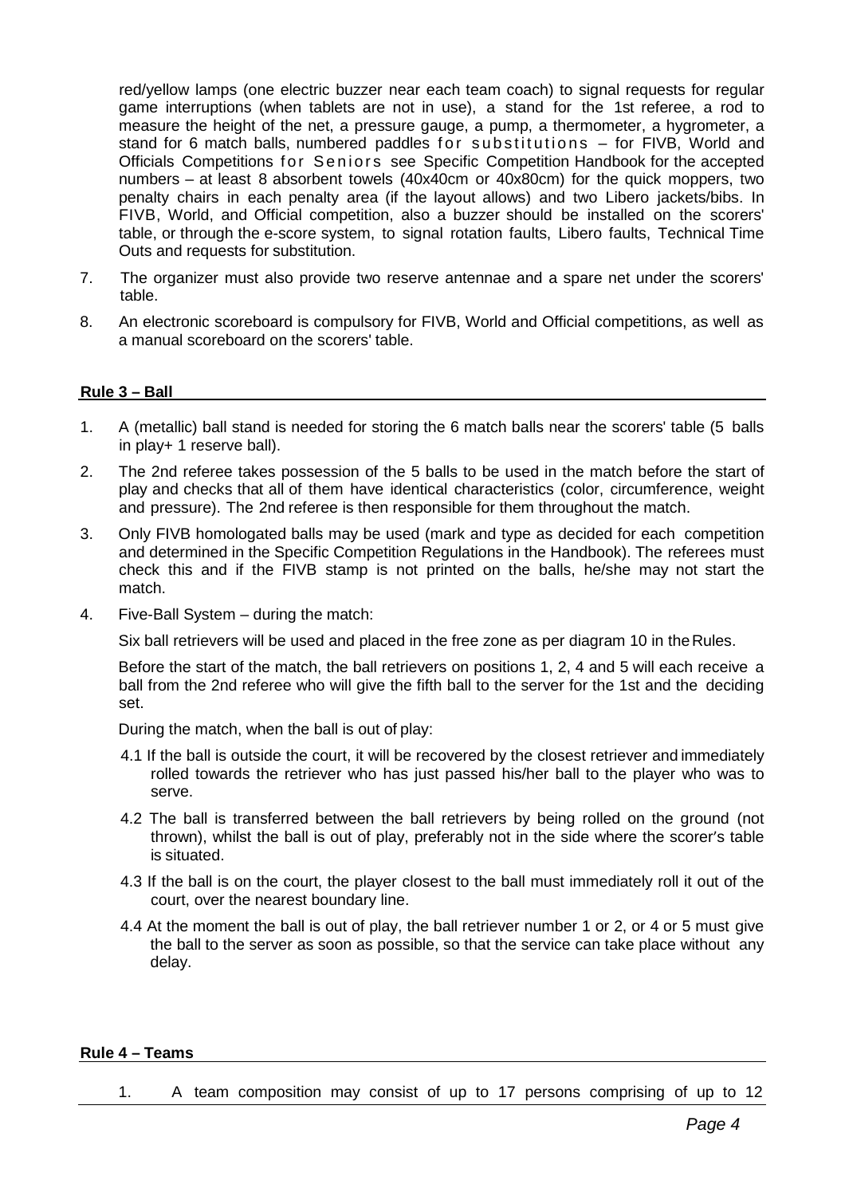red/yellow lamps (one electric buzzer near each team coach) to signal requests for regular game interruptions (when tablets are not in use), a stand for the 1st referee, a rod to measure the height of the net, a pressure gauge, a pump, a thermometer, a hygrometer, a stand for 6 match balls, numbered paddles for substitutions – for FIVB, World and Officials Competitions for Seniors see Specific Competition Handbook for the accepted numbers – at least 8 absorbent towels (40x40cm or 40x80cm) for the quick moppers, two penalty chairs in each penalty area (if the layout allows) and two Libero jackets/bibs. In FIVB, World, and Official competition, also a buzzer should be installed on the scorers' table, or through the e-score system, to signal rotation faults, Libero faults, Technical Time Outs and requests for substitution.

7. The organizer must also provide two reserve antennae and a spare net under the scorers' table.
8. An electronic scoreboard is compulsory for FIVB, World and Official competitions, as well as a manual scoreboard on the scorers' table.

## Rule 3 – Ball

1. A (metallic) ball stand is needed for storing the 6 match balls near the scorers' table (5 balls in play+ 1 reserve ball).
2. The 2nd referee takes possession of the 5 balls to be used in the match before the start of play and checks that all of them have identical characteristics (color, circumference, weight and pressure). The 2nd referee is then responsible for them throughout the match.
3. Only FIVB homologated balls may be used (mark and type as decided for each competition and determined in the Specific Competition Regulations in the Handbook). The referees must check this and if the FIVB stamp is not printed on the balls, he/she may not start the match.
4. Five-Ball System – during the match:

   Six ball retrievers will be used and placed in the free zone as per diagram 10 in the Rules.

   Before the start of the match, the ball retrievers on positions 1, 2, 4 and 5 will each receive a ball from the 2nd referee who will give the fifth ball to the server for the 1st and the deciding set.

   During the match, when the ball is out of play:

   4.1 If the ball is outside the court, it will be recovered by the closest retriever and immediately rolled towards the retriever who has just passed his/her ball to the player who was to serve.

   4.2 The ball is transferred between the ball retrievers by being rolled on the ground (not thrown), whilst the ball is out of play, preferably not in the side where the scorer's table is situated.

   4.3 If the ball is on the court, the player closest to the ball must immediately roll it out of the court, over the nearest boundary line.

   4.4 At the moment the ball is out of play, the ball retriever number 1 or 2, or 4 or 5 must give the ball to the server as soon as possible, so that the service can take place without any delay.

## Rule 4 – Teams

1. A team composition may consist of up to 17 persons comprising of up to 12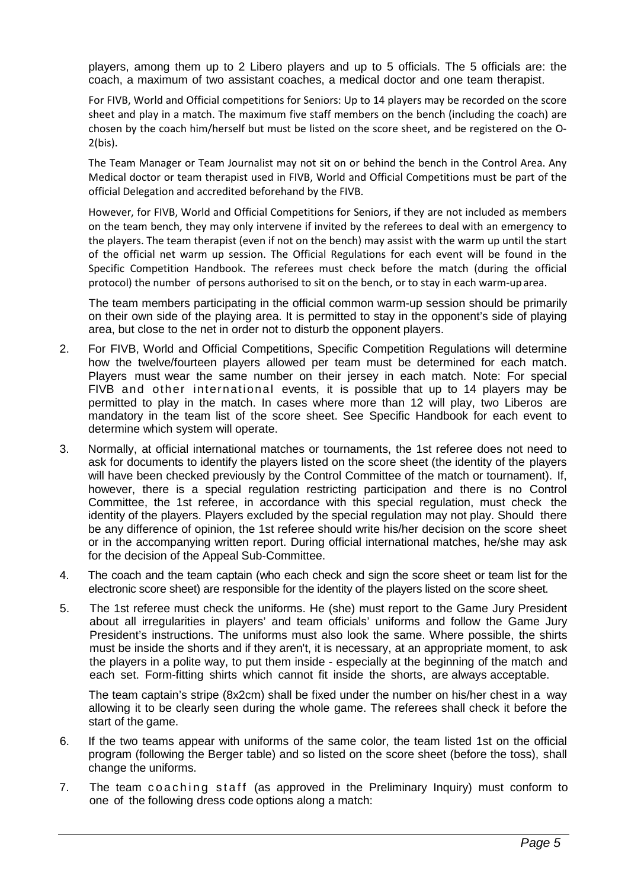players, among them up to 2 Libero players and up to 5 officials. The 5 officials are: the coach, a maximum of two assistant coaches, a medical doctor and one team therapist.

For FIVB, World and Official competitions for Seniors: Up to 14 players may be recorded on the score sheet and play in a match. The maximum five staff members on the bench (including the coach) are chosen by the coach him/herself but must be listed on the score sheet, and be registered on the O-2(bis).

The Team Manager or Team Journalist may not sit on or behind the bench in the Control Area. Any Medical doctor or team therapist used in FIVB, World and Official Competitions must be part of the official Delegation and accredited beforehand by the FIVB.

However, for FIVB, World and Official Competitions for Seniors, if they are not included as members on the team bench, they may only intervene if invited by the referees to deal with an emergency to the players. The team therapist (even if not on the bench) may assist with the warm up until the start of the official net warm up session. The Official Regulations for each event will be found in the Specific Competition Handbook. The referees must check before the match (during the official protocol) the number of persons authorised to sit on the bench, or to stay in each warm-up area.

The team members participating in the official common warm-up session should be primarily on their own side of the playing area. It is permitted to stay in the opponent's side of playing area, but close to the net in order not to disturb the opponent players.

2. For FIVB, World and Official Competitions, Specific Competition Regulations will determine how the twelve/fourteen players allowed per team must be determined for each match. Players must wear the same number on their jersey in each match. Note: For special FIVB and other international events, it is possible that up to 14 players may be permitted to play in the match. In cases where more than 12 will play, two Liberos are mandatory in the team list of the score sheet. See Specific Handbook for each event to determine which system will operate.

3. Normally, at official international matches or tournaments, the 1st referee does not need to ask for documents to identify the players listed on the score sheet (the identity of the players will have been checked previously by the Control Committee of the match or tournament). If, however, there is a special regulation restricting participation and there is no Control Committee, the 1st referee, in accordance with this special regulation, must check the identity of the players. Players excluded by the special regulation may not play. Should there be any difference of opinion, the 1st referee should write his/her decision on the score sheet or in the accompanying written report. During official international matches, he/she may ask for the decision of the Appeal Sub-Committee.

4. The coach and the team captain (who each check and sign the score sheet or team list for the electronic score sheet) are responsible for the identity of the players listed on the score sheet.

5. The 1st referee must check the uniforms. He (she) must report to the Game Jury President about all irregularities in players' and team officials' uniforms and follow the Game Jury President's instructions. The uniforms must also look the same. Where possible, the shirts must be inside the shorts and if they aren't, it is necessary, at an appropriate moment, to ask the players in a polite way, to put them inside - especially at the beginning of the match and each set. Form-fitting shirts which cannot fit inside the shorts, are always acceptable.

   The team captain's stripe (8x2cm) shall be fixed under the number on his/her chest in a way allowing it to be clearly seen during the whole game. The referees shall check it before the start of the game.

6. If the two teams appear with uniforms of the same color, the team listed 1st on the official program (following the Berger table) and so listed on the score sheet (before the toss), shall change the uniforms.

7. The team coaching staff (as approved in the Preliminary Inquiry) must conform to one of the following dress code options along a match: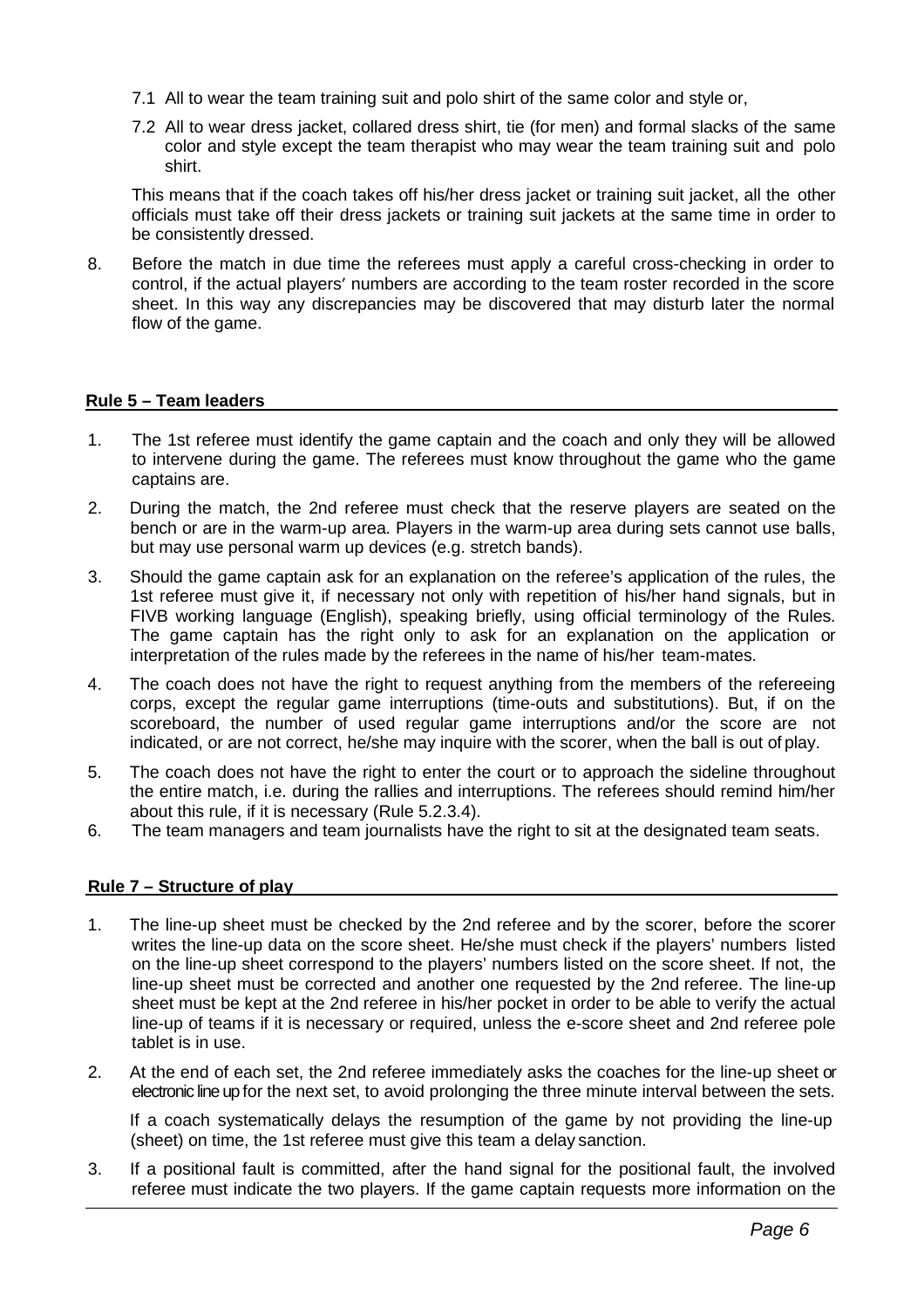7.1 All to wear the team training suit and polo shirt of the same color and style or,

7.2 All to wear dress jacket, collared dress shirt, tie (for men) and formal slacks of the same color and style except the team therapist who may wear the team training suit and polo shirt.

This means that if the coach takes off his/her dress jacket or training suit jacket, all the other officials must take off their dress jackets or training suit jackets at the same time in order to be consistently dressed.

8. Before the match in due time the referees must apply a careful cross-checking in order to control, if the actual players′ numbers are according to the team roster recorded in the score sheet. In this way any discrepancies may be discovered that may disturb later the normal flow of the game.

## Rule 5 – Team leaders

1. The 1st referee must identify the game captain and the coach and only they will be allowed to intervene during the game. The referees must know throughout the game who the game captains are.
2. During the match, the 2nd referee must check that the reserve players are seated on the bench or are in the warm-up area. Players in the warm-up area during sets cannot use balls, but may use personal warm up devices (e.g. stretch bands).
3. Should the game captain ask for an explanation on the referee's application of the rules, the 1st referee must give it, if necessary not only with repetition of his/her hand signals, but in FIVB working language (English), speaking briefly, using official terminology of the Rules. The game captain has the right only to ask for an explanation on the application or interpretation of the rules made by the referees in the name of his/her team-mates.
4. The coach does not have the right to request anything from the members of the refereeing corps, except the regular game interruptions (time-outs and substitutions). But, if on the scoreboard, the number of used regular game interruptions and/or the score are not indicated, or are not correct, he/she may inquire with the scorer, when the ball is out of play.
5. The coach does not have the right to enter the court or to approach the sideline throughout the entire match, i.e. during the rallies and interruptions. The referees should remind him/her about this rule, if it is necessary (Rule 5.2.3.4).
6. The team managers and team journalists have the right to sit at the designated team seats.

## Rule 7 – Structure of play

1. The line-up sheet must be checked by the 2nd referee and by the scorer, before the scorer writes the line-up data on the score sheet. He/she must check if the players' numbers listed on the line-up sheet correspond to the players' numbers listed on the score sheet. If not, the line-up sheet must be corrected and another one requested by the 2nd referee. The line-up sheet must be kept at the 2nd referee in his/her pocket in order to be able to verify the actual line-up of teams if it is necessary or required, unless the e-score sheet and 2nd referee pole tablet is in use.
2. At the end of each set, the 2nd referee immediately asks the coaches for the line-up sheet or electronic line up for the next set, to avoid prolonging the three minute interval between the sets.

   If a coach systematically delays the resumption of the game by not providing the line-up (sheet) on time, the 1st referee must give this team a delay sanction.
3. If a positional fault is committed, after the hand signal for the positional fault, the involved referee must indicate the two players. If the game captain requests more information on the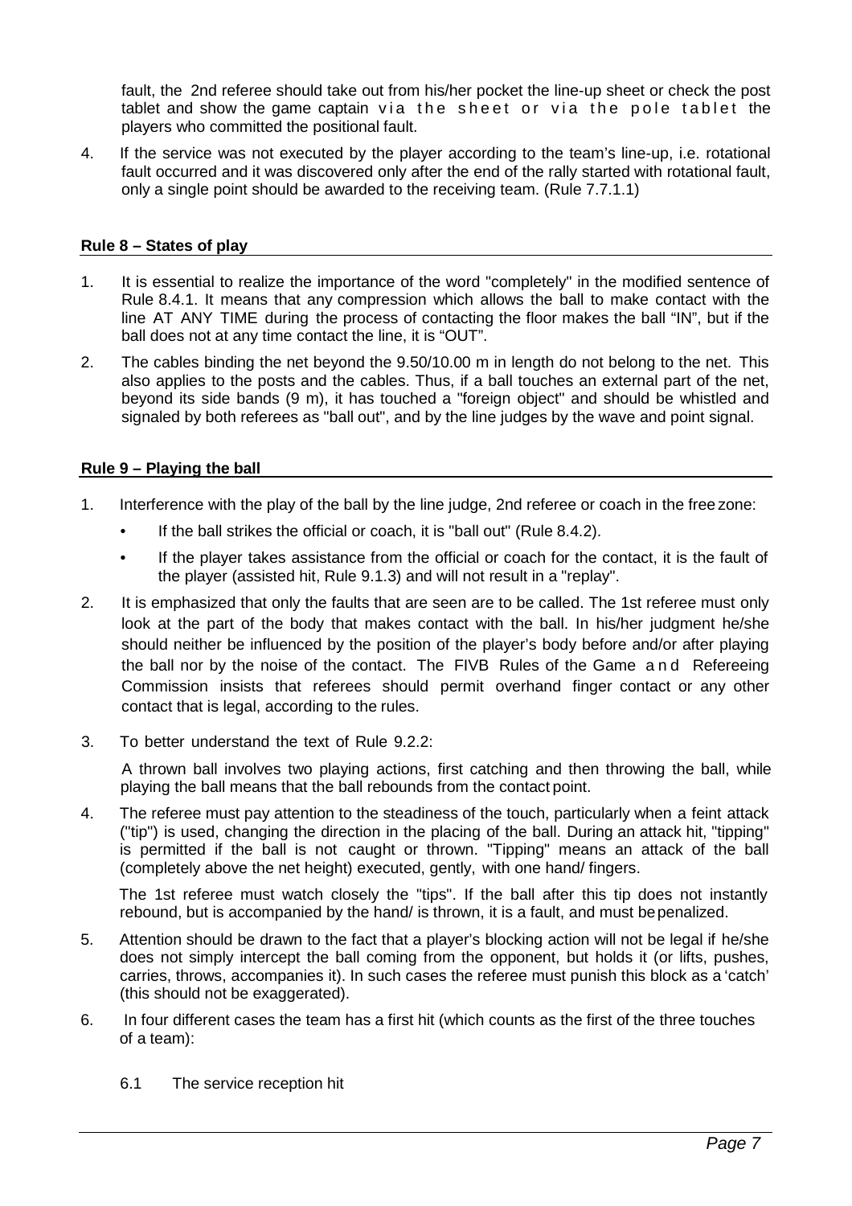fault, the 2nd referee should take out from his/her pocket the line-up sheet or check the post tablet and show the game captain via the sheet or via the pole tablet the players who committed the positional fault.

4. If the service was not executed by the player according to the team's line-up, i.e. rotational fault occurred and it was discovered only after the end of the rally started with rotational fault, only a single point should be awarded to the receiving team. (Rule 7.7.1.1)

## Rule 8 – States of play

1. It is essential to realize the importance of the word "completely" in the modified sentence of Rule 8.4.1. It means that any compression which allows the ball to make contact with the line AT ANY TIME during the process of contacting the floor makes the ball "IN", but if the ball does not at any time contact the line, it is "OUT".
2. The cables binding the net beyond the 9.50/10.00 m in length do not belong to the net. This also applies to the posts and the cables. Thus, if a ball touches an external part of the net, beyond its side bands (9 m), it has touched a "foreign object" and should be whistled and signaled by both referees as "ball out", and by the line judges by the wave and point signal.

## Rule 9 – Playing the ball

1. Interference with the play of the ball by the line judge, 2nd referee or coach in the free zone:
   - If the ball strikes the official or coach, it is "ball out" (Rule 8.4.2).
   - If the player takes assistance from the official or coach for the contact, it is the fault of the player (assisted hit, Rule 9.1.3) and will not result in a "replay".
2. It is emphasized that only the faults that are seen are to be called. The 1st referee must only look at the part of the body that makes contact with the ball. In his/her judgment he/she should neither be influenced by the position of the player's body before and/or after playing the ball nor by the noise of the contact. The FIVB Rules of the Game and Refereeing Commission insists that referees should permit overhand finger contact or any other contact that is legal, according to the rules.
3. To better understand the text of Rule 9.2.2:

   A thrown ball involves two playing actions, first catching and then throwing the ball, while playing the ball means that the ball rebounds from the contact point.
4. The referee must pay attention to the steadiness of the touch, particularly when a feint attack ("tip") is used, changing the direction in the placing of the ball. During an attack hit, "tipping" is permitted if the ball is not caught or thrown. "Tipping" means an attack of the ball (completely above the net height) executed, gently, with one hand/ fingers.

   The 1st referee must watch closely the "tips". If the ball after this tip does not instantly rebound, but is accompanied by the hand/ is thrown, it is a fault, and must be penalized.
5. Attention should be drawn to the fact that a player's blocking action will not be legal if he/she does not simply intercept the ball coming from the opponent, but holds it (or lifts, pushes, carries, throws, accompanies it). In such cases the referee must punish this block as a 'catch' (this should not be exaggerated).
6. In four different cases the team has a first hit (which counts as the first of the three touches of a team):

   6.1 The service reception hit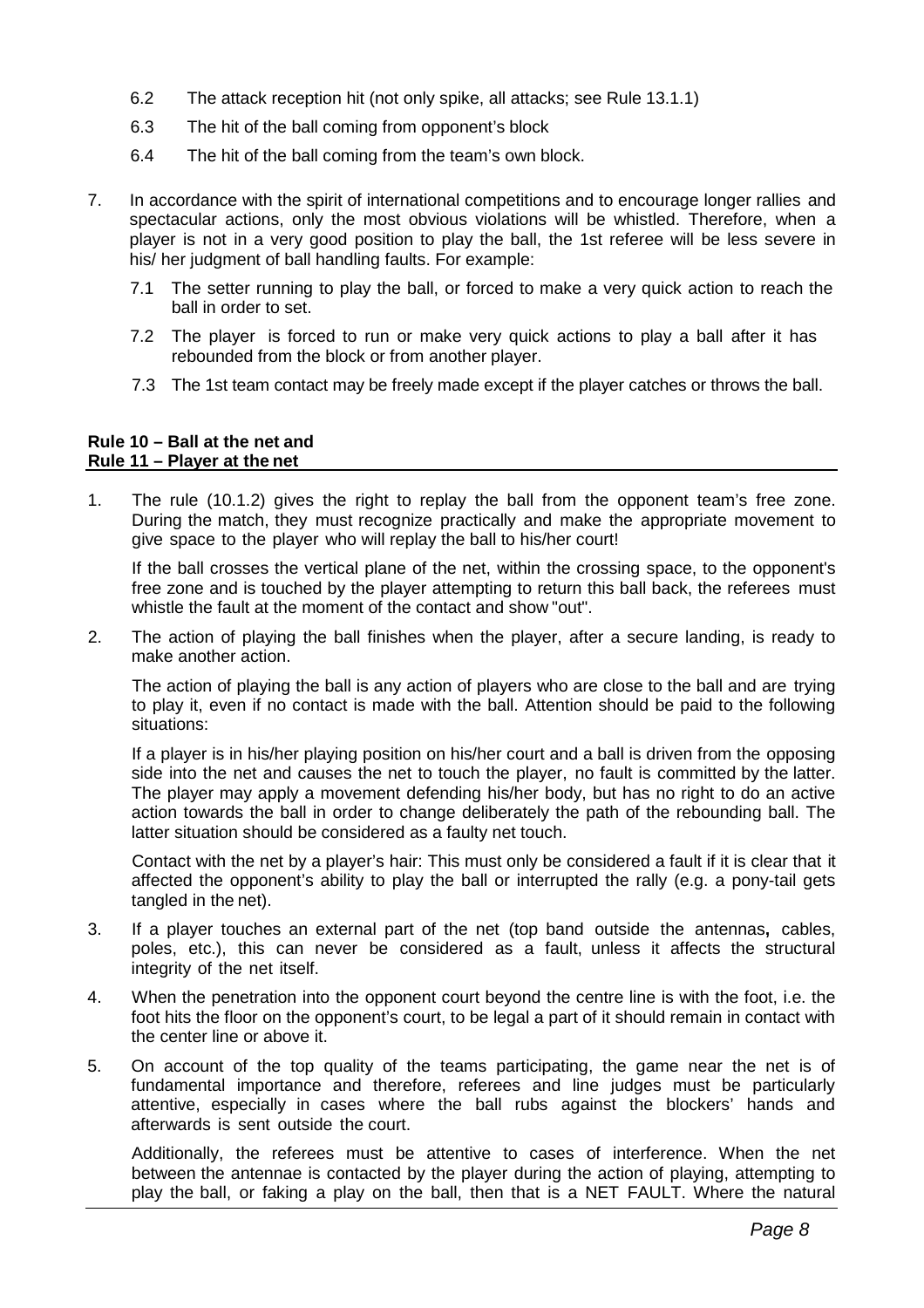6.2 The attack reception hit (not only spike, all attacks; see Rule 13.1.1)

6.3 The hit of the ball coming from opponent's block

6.4 The hit of the ball coming from the team's own block.

7. In accordance with the spirit of international competitions and to encourage longer rallies and spectacular actions, only the most obvious violations will be whistled. Therefore, when a player is not in a very good position to play the ball, the 1st referee will be less severe in his/ her judgment of ball handling faults. For example:

   7.1 The setter running to play the ball, or forced to make a very quick action to reach the ball in order to set.

   7.2 The player is forced to run or make very quick actions to play a ball after it has rebounded from the block or from another player.

   7.3 The 1st team contact may be freely made except if the player catches or throws the ball.

**Rule 10 – Ball at the net and**
**Rule 11 – Player at the net**

1. The rule (10.1.2) gives the right to replay the ball from the opponent team's free zone. During the match, they must recognize practically and make the appropriate movement to give space to the player who will replay the ball to his/her court!

   If the ball crosses the vertical plane of the net, within the crossing space, to the opponent's free zone and is touched by the player attempting to return this ball back, the referees must whistle the fault at the moment of the contact and show "out".

2. The action of playing the ball finishes when the player, after a secure landing, is ready to make another action.

   The action of playing the ball is any action of players who are close to the ball and are trying to play it, even if no contact is made with the ball. Attention should be paid to the following situations:

   If a player is in his/her playing position on his/her court and a ball is driven from the opposing side into the net and causes the net to touch the player, no fault is committed by the latter. The player may apply a movement defending his/her body, but has no right to do an active action towards the ball in order to change deliberately the path of the rebounding ball. The latter situation should be considered as a faulty net touch.

   Contact with the net by a player's hair: This must only be considered a fault if it is clear that it affected the opponent's ability to play the ball or interrupted the rally (e.g. a pony-tail gets tangled in the net).

3. If a player touches an external part of the net (top band outside the antennas**,** cables, poles, etc.), this can never be considered as a fault, unless it affects the structural integrity of the net itself.

4. When the penetration into the opponent court beyond the centre line is with the foot, i.e. the foot hits the floor on the opponent's court, to be legal a part of it should remain in contact with the center line or above it.

5. On account of the top quality of the teams participating, the game near the net is of fundamental importance and therefore, referees and line judges must be particularly attentive, especially in cases where the ball rubs against the blockers' hands and afterwards is sent outside the court.

   Additionally, the referees must be attentive to cases of interference. When the net between the antennae is contacted by the player during the action of playing, attempting to play the ball, or faking a play on the ball, then that is a NET FAULT. Where the natural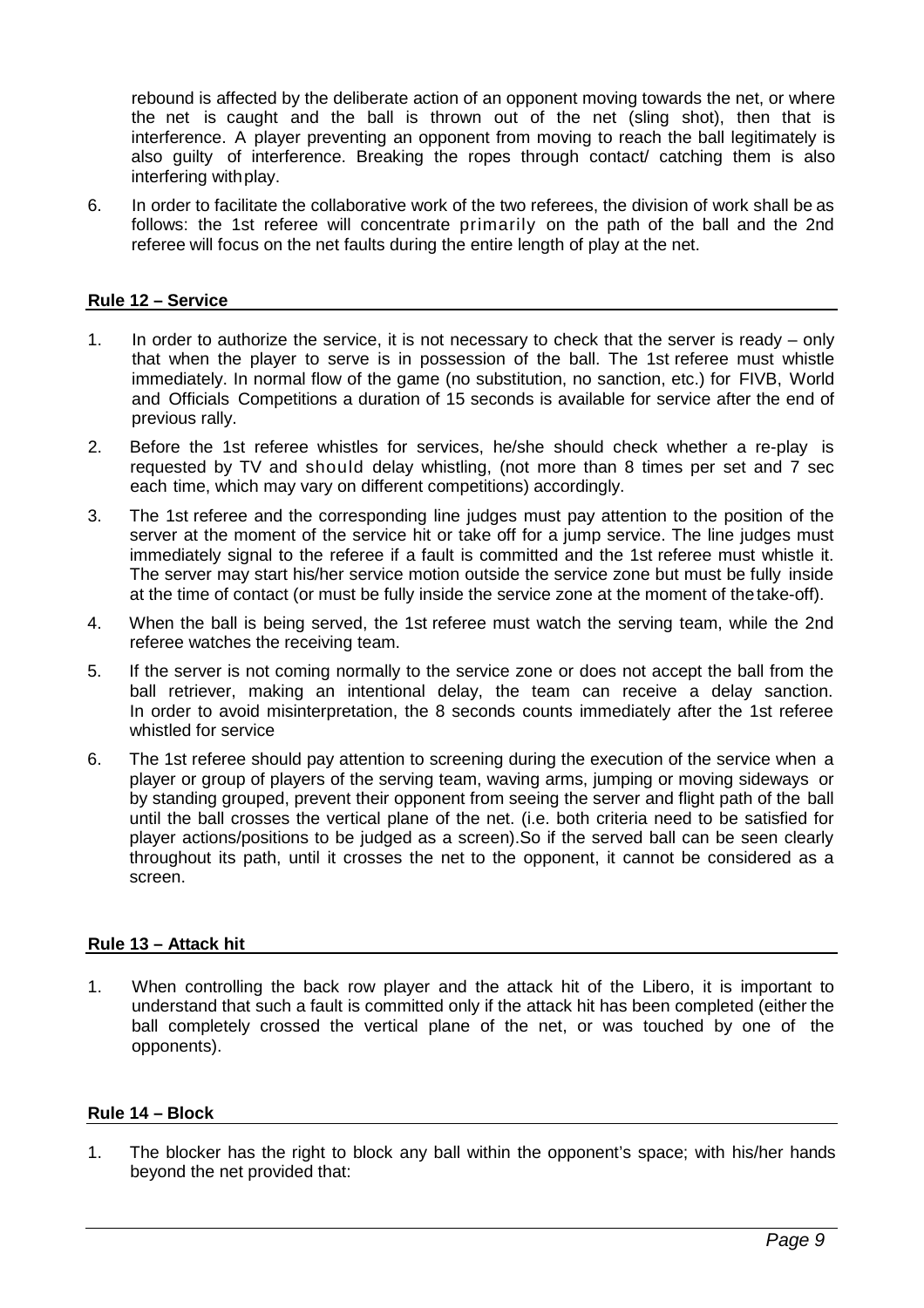rebound is affected by the deliberate action of an opponent moving towards the net, or where the net is caught and the ball is thrown out of the net (sling shot), then that is interference. A player preventing an opponent from moving to reach the ball legitimately is also guilty of interference. Breaking the ropes through contact/ catching them is also interfering with play.

6. In order to facilitate the collaborative work of the two referees, the division of work shall be as follows: the 1st referee will concentrate primarily on the path of the ball and the 2nd referee will focus on the net faults during the entire length of play at the net.

## Rule 12 – Service

1. In order to authorize the service, it is not necessary to check that the server is ready – only that when the player to serve is in possession of the ball. The 1st referee must whistle immediately. In normal flow of the game (no substitution, no sanction, etc.) for FIVB, World and Officials Competitions a duration of 15 seconds is available for service after the end of previous rally.
2. Before the 1st referee whistles for services, he/she should check whether a re-play is requested by TV and should delay whistling, (not more than 8 times per set and 7 sec each time, which may vary on different competitions) accordingly.
3. The 1st referee and the corresponding line judges must pay attention to the position of the server at the moment of the service hit or take off for a jump service. The line judges must immediately signal to the referee if a fault is committed and the 1st referee must whistle it. The server may start his/her service motion outside the service zone but must be fully inside at the time of contact (or must be fully inside the service zone at the moment of the take-off).
4. When the ball is being served, the 1st referee must watch the serving team, while the 2nd referee watches the receiving team.
5. If the server is not coming normally to the service zone or does not accept the ball from the ball retriever, making an intentional delay, the team can receive a delay sanction. In order to avoid misinterpretation, the 8 seconds counts immediately after the 1st referee whistled for service
6. The 1st referee should pay attention to screening during the execution of the service when a player or group of players of the serving team, waving arms, jumping or moving sideways or by standing grouped, prevent their opponent from seeing the server and flight path of the ball until the ball crosses the vertical plane of the net. (i.e. both criteria need to be satisfied for player actions/positions to be judged as a screen).So if the served ball can be seen clearly throughout its path, until it crosses the net to the opponent, it cannot be considered as a screen.

## Rule 13 – Attack hit

1. When controlling the back row player and the attack hit of the Libero, it is important to understand that such a fault is committed only if the attack hit has been completed (either the ball completely crossed the vertical plane of the net, or was touched by one of the opponents).

## Rule 14 – Block

1. The blocker has the right to block any ball within the opponent's space; with his/her hands beyond the net provided that: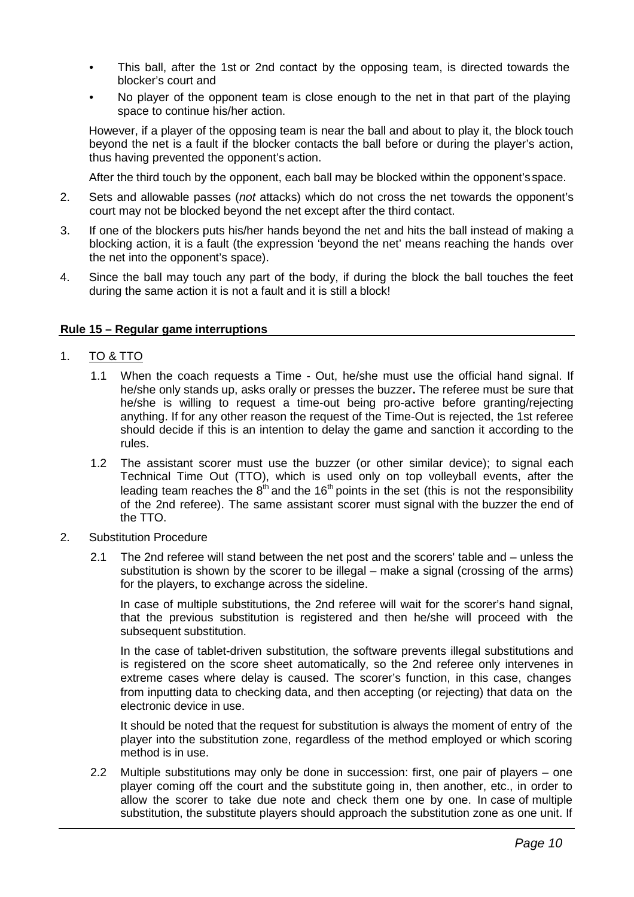- This ball, after the 1st or 2nd contact by the opposing team, is directed towards the blocker's court and
- No player of the opponent team is close enough to the net in that part of the playing space to continue his/her action.

However, if a player of the opposing team is near the ball and about to play it, the block touch beyond the net is a fault if the blocker contacts the ball before or during the player's action, thus having prevented the opponent's action.

After the third touch by the opponent, each ball may be blocked within the opponent's space.

2. Sets and allowable passes (*not* attacks) which do not cross the net towards the opponent's court may not be blocked beyond the net except after the third contact.
3. If one of the blockers puts his/her hands beyond the net and hits the ball instead of making a blocking action, it is a fault (the expression 'beyond the net' means reaching the hands over the net into the opponent's space).
4. Since the ball may touch any part of the body, if during the block the ball touches the feet during the same action it is not a fault and it is still a block!

## Rule 15 – Regular game interruptions

1. TO & TTO

   1.1 When the coach requests a Time - Out, he/she must use the official hand signal. If he/she only stands up, asks orally or presses the buzzer**.** The referee must be sure that he/she is willing to request a time-out being pro-active before granting/rejecting anything. If for any other reason the request of the Time-Out is rejected, the 1st referee should decide if this is an intention to delay the game and sanction it according to the rules.

   1.2 The assistant scorer must use the buzzer (or other similar device); to signal each Technical Time Out (TTO), which is used only on top volleyball events, after the leading team reaches the $8^{th}$ and the $16^{th}$ points in the set (this is not the responsibility of the 2nd referee). The same assistant scorer must signal with the buzzer the end of the TTO.

2. Substitution Procedure

   2.1 The 2nd referee will stand between the net post and the scorers' table and – unless the substitution is shown by the scorer to be illegal – make a signal (crossing of the arms) for the players, to exchange across the sideline.

   In case of multiple substitutions, the 2nd referee will wait for the scorer's hand signal, that the previous substitution is registered and then he/she will proceed with the subsequent substitution.

   In the case of tablet-driven substitution, the software prevents illegal substitutions and is registered on the score sheet automatically, so the 2nd referee only intervenes in extreme cases where delay is caused. The scorer's function, in this case, changes from inputting data to checking data, and then accepting (or rejecting) that data on the electronic device in use.

   It should be noted that the request for substitution is always the moment of entry of the player into the substitution zone, regardless of the method employed or which scoring method is in use.

   2.2 Multiple substitutions may only be done in succession: first, one pair of players – one player coming off the court and the substitute going in, then another, etc., in order to allow the scorer to take due note and check them one by one. In case of multiple substitution, the substitute players should approach the substitution zone as one unit. If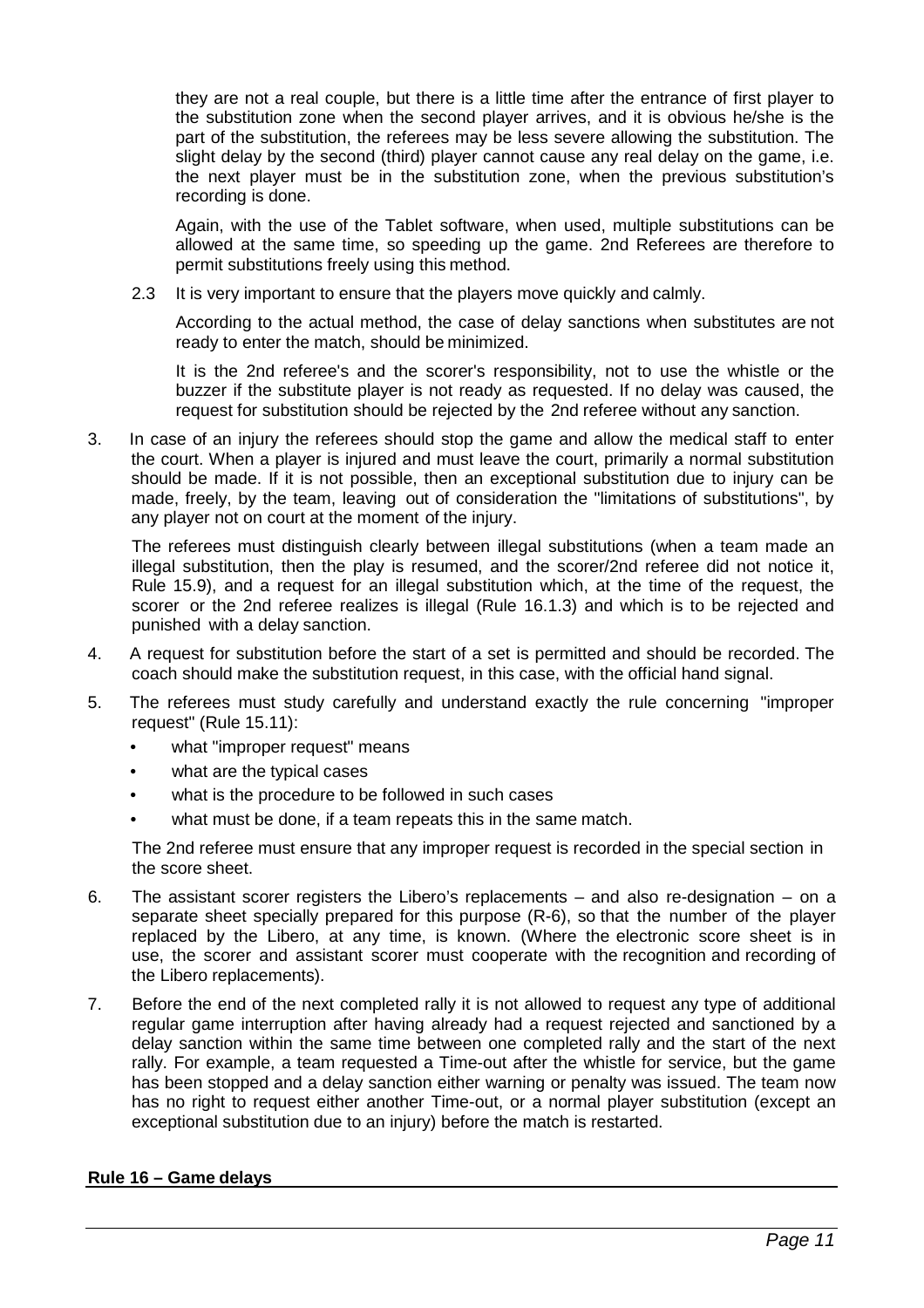they are not a real couple, but there is a little time after the entrance of first player to the substitution zone when the second player arrives, and it is obvious he/she is the part of the substitution, the referees may be less severe allowing the substitution. The slight delay by the second (third) player cannot cause any real delay on the game, i.e. the next player must be in the substitution zone, when the previous substitution's recording is done.

Again, with the use of the Tablet software, when used, multiple substitutions can be allowed at the same time, so speeding up the game. 2nd Referees are therefore to permit substitutions freely using this method.

2.3 It is very important to ensure that the players move quickly and calmly.

According to the actual method, the case of delay sanctions when substitutes are not ready to enter the match, should be minimized.

It is the 2nd referee's and the scorer's responsibility, not to use the whistle or the buzzer if the substitute player is not ready as requested. If no delay was caused, the request for substitution should be rejected by the 2nd referee without any sanction.

3. In case of an injury the referees should stop the game and allow the medical staff to enter the court. When a player is injured and must leave the court, primarily a normal substitution should be made. If it is not possible, then an exceptional substitution due to injury can be made, freely, by the team, leaving out of consideration the "limitations of substitutions", by any player not on court at the moment of the injury.

   The referees must distinguish clearly between illegal substitutions (when a team made an illegal substitution, then the play is resumed, and the scorer/2nd referee did not notice it, Rule 15.9), and a request for an illegal substitution which, at the time of the request, the scorer or the 2nd referee realizes is illegal (Rule 16.1.3) and which is to be rejected and punished with a delay sanction.

4. A request for substitution before the start of a set is permitted and should be recorded. The coach should make the substitution request, in this case, with the official hand signal.

5. The referees must study carefully and understand exactly the rule concerning "improper request" (Rule 15.11):
   - what "improper request" means
   - what are the typical cases
   - what is the procedure to be followed in such cases
   - what must be done, if a team repeats this in the same match.

   The 2nd referee must ensure that any improper request is recorded in the special section in the score sheet.

6. The assistant scorer registers the Libero's replacements – and also re-designation – on a separate sheet specially prepared for this purpose (R-6), so that the number of the player replaced by the Libero, at any time, is known. (Where the electronic score sheet is in use, the scorer and assistant scorer must cooperate with the recognition and recording of the Libero replacements).

7. Before the end of the next completed rally it is not allowed to request any type of additional regular game interruption after having already had a request rejected and sanctioned by a delay sanction within the same time between one completed rally and the start of the next rally. For example, a team requested a Time-out after the whistle for service, but the game has been stopped and a delay sanction either warning or penalty was issued. The team now has no right to request either another Time-out, or a normal player substitution (except an exceptional substitution due to an injury) before the match is restarted.

## Rule 16 – Game delays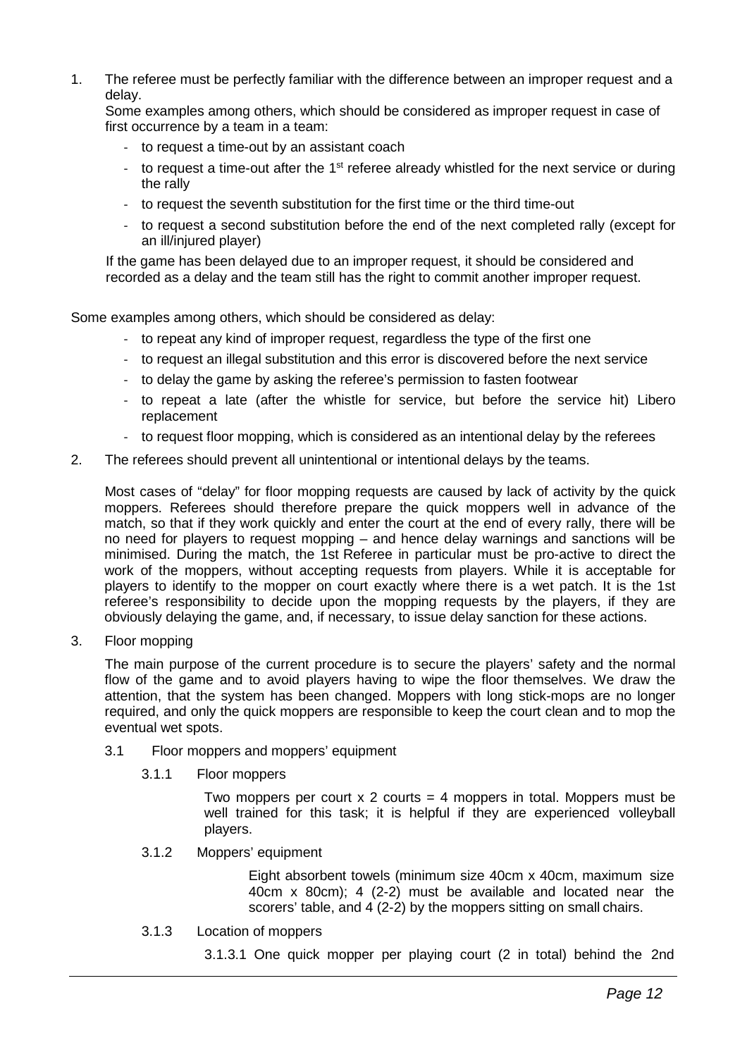1. The referee must be perfectly familiar with the difference between an improper request and a delay.

   Some examples among others, which should be considered as improper request in case of first occurrence by a team in a team:

   - to request a time-out by an assistant coach
   - to request a time-out after the 1st referee already whistled for the next service or during the rally
   - to request the seventh substitution for the first time or the third time-out
   - to request a second substitution before the end of the next completed rally (except for an ill/injured player)

   If the game has been delayed due to an improper request, it should be considered and recorded as a delay and the team still has the right to commit another improper request.

Some examples among others, which should be considered as delay:

- to repeat any kind of improper request, regardless the type of the first one
- to request an illegal substitution and this error is discovered before the next service
- to delay the game by asking the referee's permission to fasten footwear
- to repeat a late (after the whistle for service, but before the service hit) Libero replacement
- to request floor mopping, which is considered as an intentional delay by the referees

2. The referees should prevent all unintentional or intentional delays by the teams.

   Most cases of "delay" for floor mopping requests are caused by lack of activity by the quick moppers. Referees should therefore prepare the quick moppers well in advance of the match, so that if they work quickly and enter the court at the end of every rally, there will be no need for players to request mopping – and hence delay warnings and sanctions will be minimised. During the match, the 1st Referee in particular must be pro-active to direct the work of the moppers, without accepting requests from players. While it is acceptable for players to identify to the mopper on court exactly where there is a wet patch. It is the 1st referee's responsibility to decide upon the mopping requests by the players, if they are obviously delaying the game, and, if necessary, to issue delay sanction for these actions.

3. Floor mopping

   The main purpose of the current procedure is to secure the players' safety and the normal flow of the game and to avoid players having to wipe the floor themselves. We draw the attention, that the system has been changed. Moppers with long stick-mops are no longer required, and only the quick moppers are responsible to keep the court clean and to mop the eventual wet spots.

   3.1 Floor moppers and moppers' equipment

   3.1.1 Floor moppers

   Two moppers per court x 2 courts = 4 moppers in total. Moppers must be well trained for this task; it is helpful if they are experienced volleyball players.

   3.1.2 Moppers' equipment

   Eight absorbent towels (minimum size 40cm x 40cm, maximum size 40cm x 80cm); 4 (2-2) must be available and located near the scorers' table, and 4 (2-2) by the moppers sitting on small chairs.

   3.1.3 Location of moppers

   3.1.3.1 One quick mopper per playing court (2 in total) behind the 2nd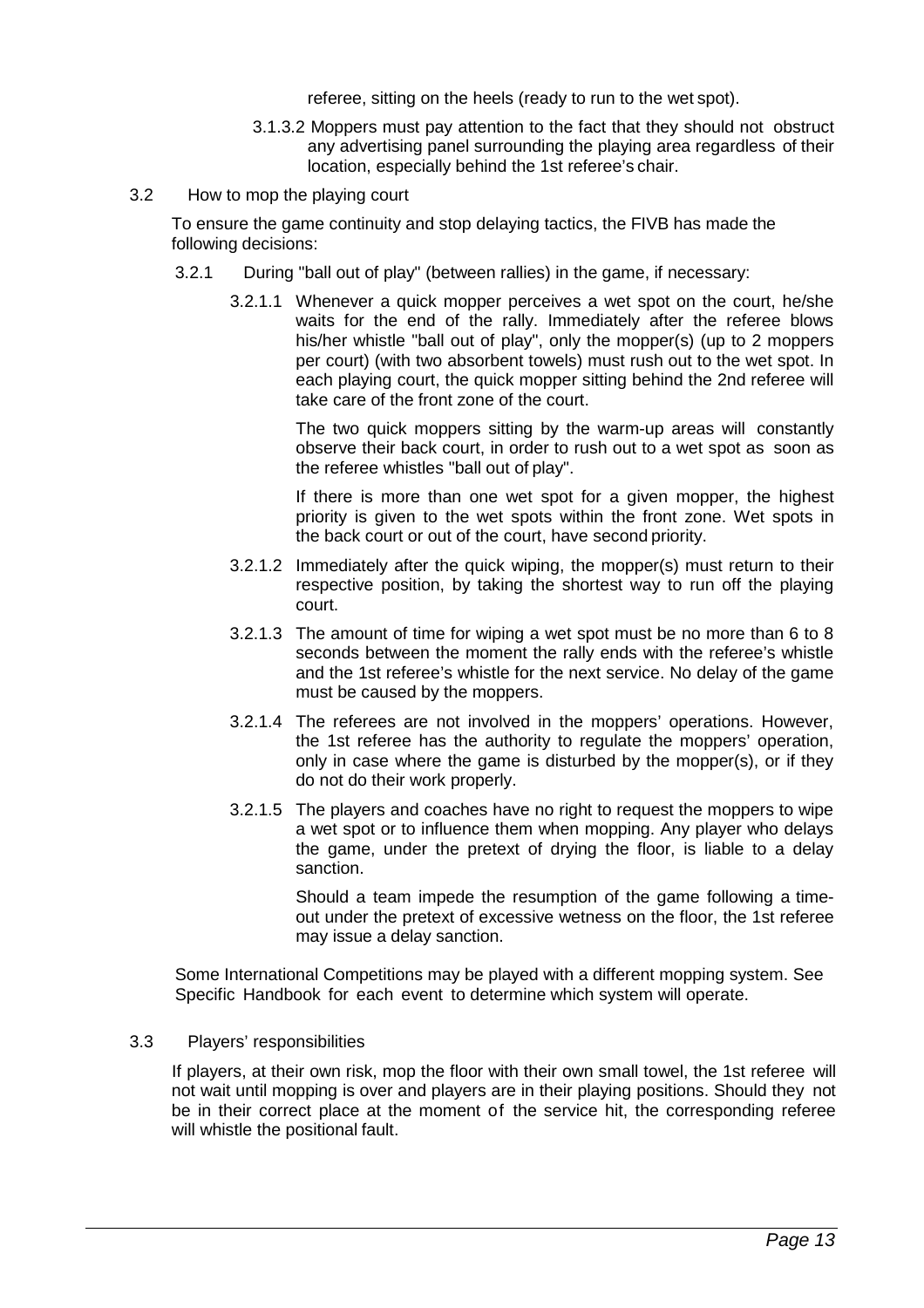referee, sitting on the heels (ready to run to the wet spot).

3.1.3.2 Moppers must pay attention to the fact that they should not obstruct any advertising panel surrounding the playing area regardless of their location, especially behind the 1st referee's chair.

### 3.2 How to mop the playing court

To ensure the game continuity and stop delaying tactics, the FIVB has made the following decisions:

3.2.1 During "ball out of play" (between rallies) in the game, if necessary:

3.2.1.1 Whenever a quick mopper perceives a wet spot on the court, he/she waits for the end of the rally. Immediately after the referee blows his/her whistle "ball out of play", only the mopper(s) (up to 2 moppers per court) (with two absorbent towels) must rush out to the wet spot. In each playing court, the quick mopper sitting behind the 2nd referee will take care of the front zone of the court.

The two quick moppers sitting by the warm-up areas will constantly observe their back court, in order to rush out to a wet spot as soon as the referee whistles "ball out of play".

If there is more than one wet spot for a given mopper, the highest priority is given to the wet spots within the front zone. Wet spots in the back court or out of the court, have second priority.

3.2.1.2 Immediately after the quick wiping, the mopper(s) must return to their respective position, by taking the shortest way to run off the playing court.

3.2.1.3 The amount of time for wiping a wet spot must be no more than 6 to 8 seconds between the moment the rally ends with the referee's whistle and the 1st referee's whistle for the next service. No delay of the game must be caused by the moppers.

3.2.1.4 The referees are not involved in the moppers' operations. However, the 1st referee has the authority to regulate the moppers' operation, only in case where the game is disturbed by the mopper(s), or if they do not do their work properly.

3.2.1.5 The players and coaches have no right to request the moppers to wipe a wet spot or to influence them when mopping. Any player who delays the game, under the pretext of drying the floor, is liable to a delay sanction.

Should a team impede the resumption of the game following a time-out under the pretext of excessive wetness on the floor, the 1st referee may issue a delay sanction.

Some International Competitions may be played with a different mopping system. See Specific Handbook for each event to determine which system will operate.

### 3.3 Players' responsibilities

If players, at their own risk, mop the floor with their own small towel, the 1st referee will not wait until mopping is over and players are in their playing positions. Should they not be in their correct place at the moment of the service hit, the corresponding referee will whistle the positional fault.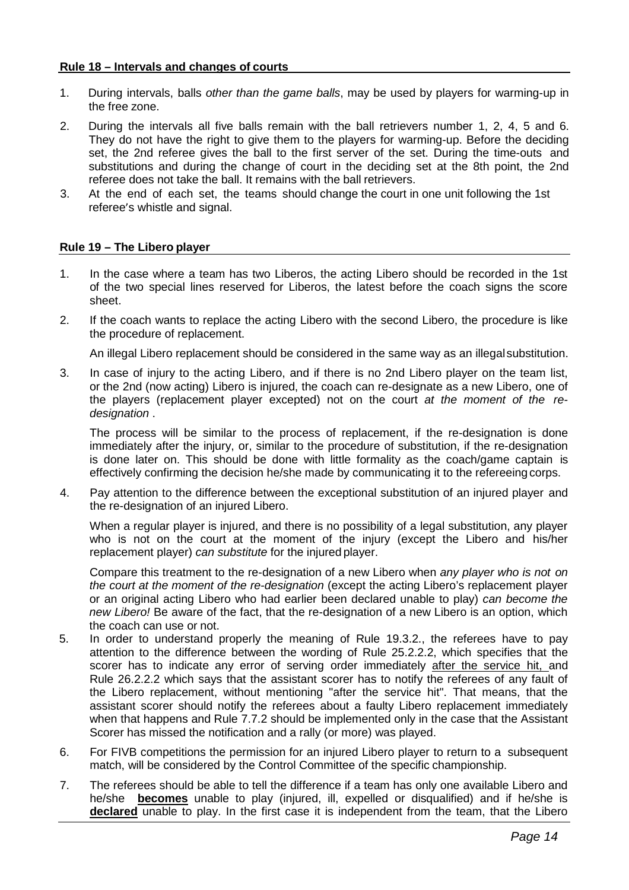## Rule 18 – Intervals and changes of courts

1. During intervals, balls *other than the game balls*, may be used by players for warming-up in the free zone.
2. During the intervals all five balls remain with the ball retrievers number 1, 2, 4, 5 and 6. They do not have the right to give them to the players for warming-up. Before the deciding set, the 2nd referee gives the ball to the first server of the set. During the time-outs and substitutions and during the change of court in the deciding set at the 8th point, the 2nd referee does not take the ball. It remains with the ball retrievers.
3. At the end of each set, the teams should change the court in one unit following the 1st referee's whistle and signal.

## Rule 19 – The Libero player

1. In the case where a team has two Liberos, the acting Libero should be recorded in the 1st of the two special lines reserved for Liberos, the latest before the coach signs the score sheet.
2. If the coach wants to replace the acting Libero with the second Libero, the procedure is like the procedure of replacement.

   An illegal Libero replacement should be considered in the same way as an illegal substitution.
3. In case of injury to the acting Libero, and if there is no 2nd Libero player on the team list, or the 2nd (now acting) Libero is injured, the coach can re-designate as a new Libero, one of the players (replacement player excepted) not on the court *at the moment of the re-designation* .

   The process will be similar to the process of replacement, if the re-designation is done immediately after the injury, or, similar to the procedure of substitution, if the re-designation is done later on. This should be done with little formality as the coach/game captain is effectively confirming the decision he/she made by communicating it to the refereeing corps.
4. Pay attention to the difference between the exceptional substitution of an injured player and the re-designation of an injured Libero.

   When a regular player is injured, and there is no possibility of a legal substitution, any player who is not on the court at the moment of the injury (except the Libero and his/her replacement player) *can substitute* for the injured player.

   Compare this treatment to the re-designation of a new Libero when *any player who is not on the court at the moment of the re-designation* (except the acting Libero's replacement player or an original acting Libero who had earlier been declared unable to play) *can become the new Libero!* Be aware of the fact, that the re-designation of a new Libero is an option, which the coach can use or not.
5. In order to understand properly the meaning of Rule 19.3.2., the referees have to pay attention to the difference between the wording of Rule 25.2.2.2, which specifies that the scorer has to indicate any error of serving order immediately after the service hit, and Rule 26.2.2.2 which says that the assistant scorer has to notify the referees of any fault of the Libero replacement, without mentioning "after the service hit". That means, that the assistant scorer should notify the referees about a faulty Libero replacement immediately when that happens and Rule 7.7.2 should be implemented only in the case that the Assistant Scorer has missed the notification and a rally (or more) was played.
6. For FIVB competitions the permission for an injured Libero player to return to a subsequent match, will be considered by the Control Committee of the specific championship.
7. The referees should be able to tell the difference if a team has only one available Libero and he/she **becomes** unable to play (injured, ill, expelled or disqualified) and if he/she is **declared** unable to play. In the first case it is independent from the team, that the Libero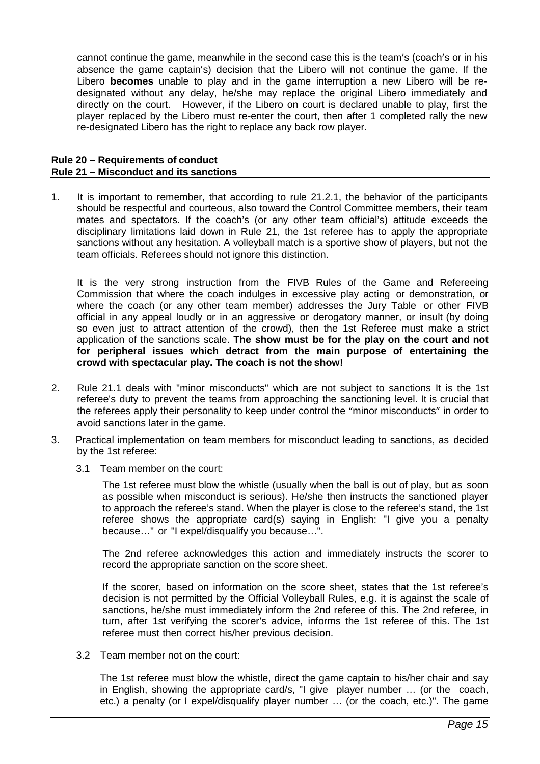cannot continue the game, meanwhile in the second case this is the team's (coach's or in his absence the game captain's) decision that the Libero will not continue the game. If the Libero **becomes** unable to play and in the game interruption a new Libero will be re-designated without any delay, he/she may replace the original Libero immediately and directly on the court. However, if the Libero on court is declared unable to play, first the player replaced by the Libero must re-enter the court, then after 1 completed rally the new re-designated Libero has the right to replace any back row player.

**Rule 20 – Requirements of conduct**
**Rule 21 – Misconduct and its sanctions**

1. It is important to remember, that according to rule 21.2.1, the behavior of the participants should be respectful and courteous, also toward the Control Committee members, their team mates and spectators. If the coach's (or any other team official's) attitude exceeds the disciplinary limitations laid down in Rule 21, the 1st referee has to apply the appropriate sanctions without any hesitation. A volleyball match is a sportive show of players, but not the team officials. Referees should not ignore this distinction.

   It is the very strong instruction from the FIVB Rules of the Game and Refereeing Commission that where the coach indulges in excessive play acting or demonstration, or where the coach (or any other team member) addresses the Jury Table or other FIVB official in any appeal loudly or in an aggressive or derogatory manner, or insult (by doing so even just to attract attention of the crowd), then the 1st Referee must make a strict application of the sanctions scale. **The show must be for the play on the court and not for peripheral issues which detract from the main purpose of entertaining the crowd with spectacular play. The coach is not the show!**

2. Rule 21.1 deals with "minor misconducts" which are not subject to sanctions It is the 1st referee's duty to prevent the teams from approaching the sanctioning level. It is crucial that the referees apply their personality to keep under control the "minor misconducts" in order to avoid sanctions later in the game.

3. Practical implementation on team members for misconduct leading to sanctions, as decided by the 1st referee:

   3.1 Team member on the court:

   The 1st referee must blow the whistle (usually when the ball is out of play, but as soon as possible when misconduct is serious). He/she then instructs the sanctioned player to approach the referee's stand. When the player is close to the referee's stand, the 1st referee shows the appropriate card(s) saying in English: "I give you a penalty because…" or "I expel/disqualify you because…".

   The 2nd referee acknowledges this action and immediately instructs the scorer to record the appropriate sanction on the score sheet.

   If the scorer, based on information on the score sheet, states that the 1st referee's decision is not permitted by the Official Volleyball Rules, e.g. it is against the scale of sanctions, he/she must immediately inform the 2nd referee of this. The 2nd referee, in turn, after 1st verifying the scorer's advice, informs the 1st referee of this. The 1st referee must then correct his/her previous decision.

   3.2 Team member not on the court:

   The 1st referee must blow the whistle, direct the game captain to his/her chair and say in English, showing the appropriate card/s, "I give player number … (or the coach, etc.) a penalty (or I expel/disqualify player number … (or the coach, etc.)". The game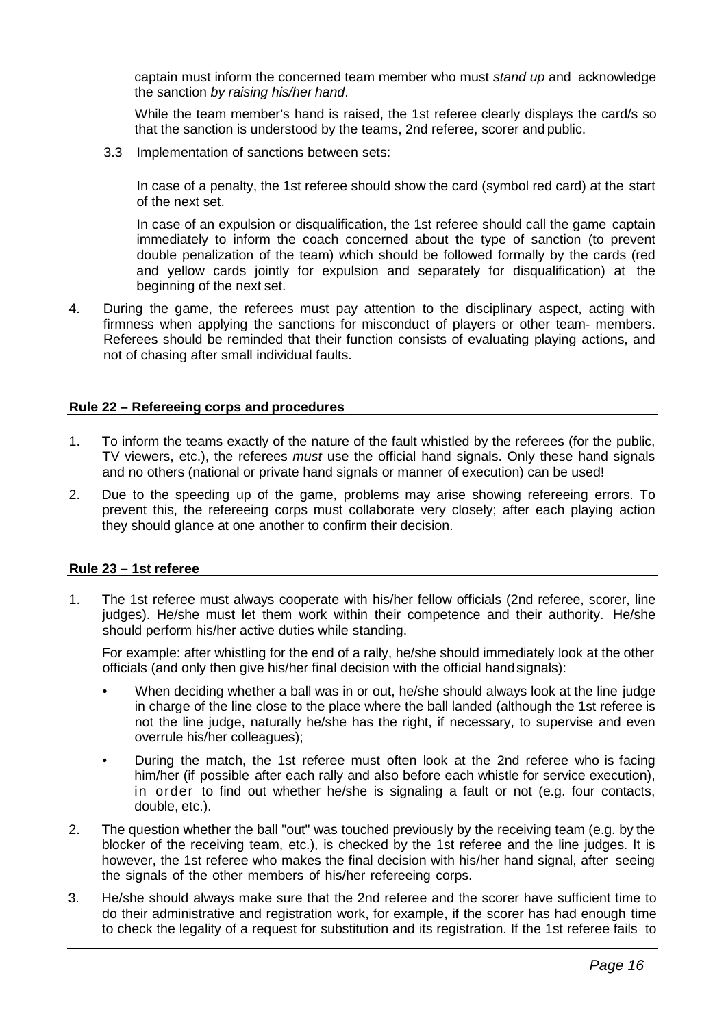captain must inform the concerned team member who must *stand up* and acknowledge the sanction *by raising his/her hand*.

While the team member's hand is raised, the 1st referee clearly displays the card/s so that the sanction is understood by the teams, 2nd referee, scorer and public.

3.3 Implementation of sanctions between sets:

In case of a penalty, the 1st referee should show the card (symbol red card) at the start of the next set.

In case of an expulsion or disqualification, the 1st referee should call the game captain immediately to inform the coach concerned about the type of sanction (to prevent double penalization of the team) which should be followed formally by the cards (red and yellow cards jointly for expulsion and separately for disqualification) at the beginning of the next set.

4. During the game, the referees must pay attention to the disciplinary aspect, acting with firmness when applying the sanctions for misconduct of players or other team- members. Referees should be reminded that their function consists of evaluating playing actions, and not of chasing after small individual faults.

## Rule 22 – Refereeing corps and procedures

1. To inform the teams exactly of the nature of the fault whistled by the referees (for the public, TV viewers, etc.), the referees *must* use the official hand signals. Only these hand signals and no others (national or private hand signals or manner of execution) can be used!

2. Due to the speeding up of the game, problems may arise showing refereeing errors. To prevent this, the refereeing corps must collaborate very closely; after each playing action they should glance at one another to confirm their decision.

## Rule 23 – 1st referee

1. The 1st referee must always cooperate with his/her fellow officials (2nd referee, scorer, line judges). He/she must let them work within their competence and their authority. He/she should perform his/her active duties while standing.

   For example: after whistling for the end of a rally, he/she should immediately look at the other officials (and only then give his/her final decision with the official hand signals):

   - When deciding whether a ball was in or out, he/she should always look at the line judge in charge of the line close to the place where the ball landed (although the 1st referee is not the line judge, naturally he/she has the right, if necessary, to supervise and even overrule his/her colleagues);
   - During the match, the 1st referee must often look at the 2nd referee who is facing him/her (if possible after each rally and also before each whistle for service execution), in order to find out whether he/she is signaling a fault or not (e.g. four contacts, double, etc.).

2. The question whether the ball "out" was touched previously by the receiving team (e.g. by the blocker of the receiving team, etc.), is checked by the 1st referee and the line judges. It is however, the 1st referee who makes the final decision with his/her hand signal, after seeing the signals of the other members of his/her refereeing corps.

3. He/she should always make sure that the 2nd referee and the scorer have sufficient time to do their administrative and registration work, for example, if the scorer has had enough time to check the legality of a request for substitution and its registration. If the 1st referee fails to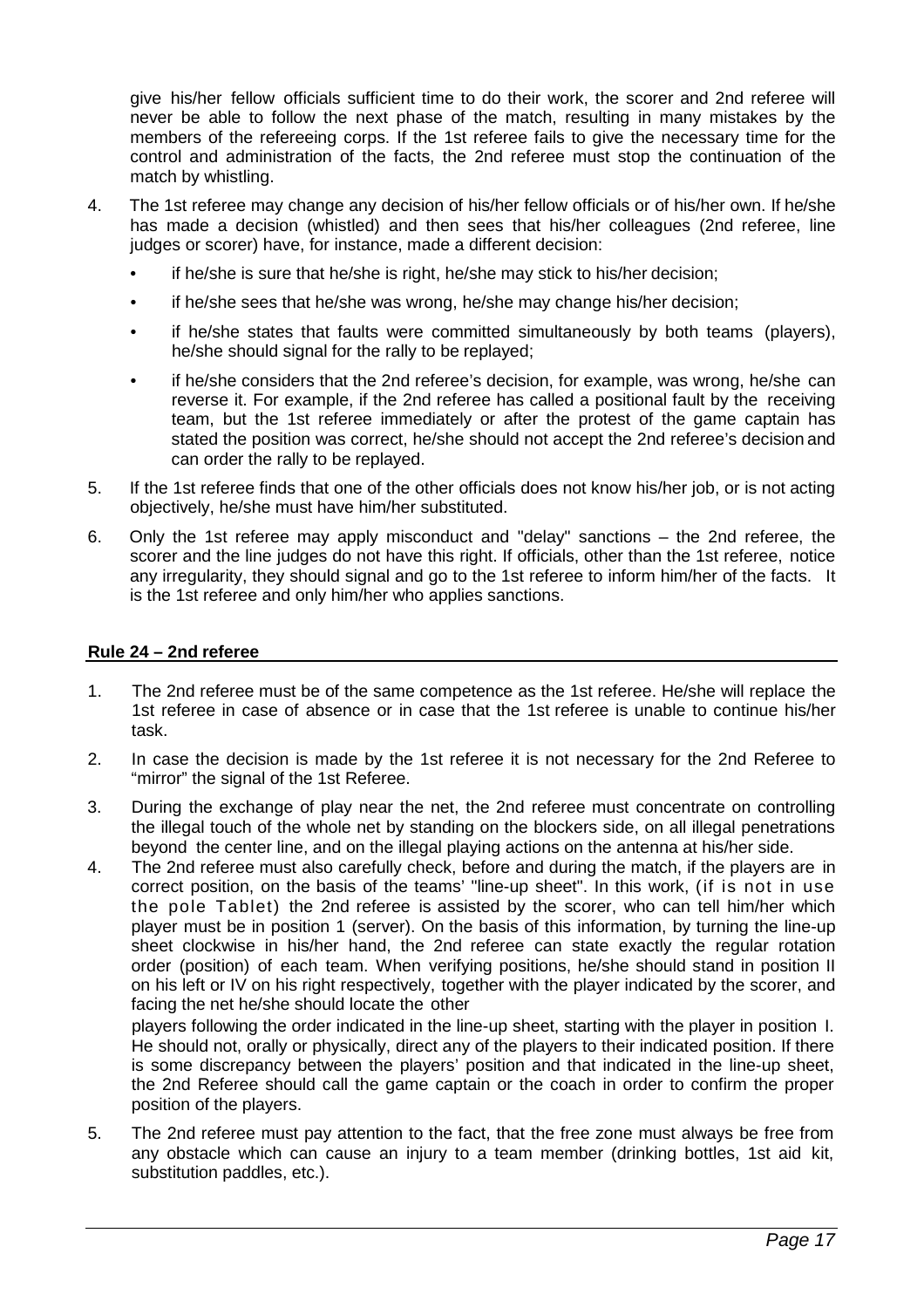give his/her fellow officials sufficient time to do their work, the scorer and 2nd referee will never be able to follow the next phase of the match, resulting in many mistakes by the members of the refereeing corps. If the 1st referee fails to give the necessary time for the control and administration of the facts, the 2nd referee must stop the continuation of the match by whistling.

4. The 1st referee may change any decision of his/her fellow officials or of his/her own. If he/she has made a decision (whistled) and then sees that his/her colleagues (2nd referee, line judges or scorer) have, for instance, made a different decision:
   - if he/she is sure that he/she is right, he/she may stick to his/her decision;
   - if he/she sees that he/she was wrong, he/she may change his/her decision;
   - if he/she states that faults were committed simultaneously by both teams (players), he/she should signal for the rally to be replayed;
   - if he/she considers that the 2nd referee's decision, for example, was wrong, he/she can reverse it. For example, if the 2nd referee has called a positional fault by the receiving team, but the 1st referee immediately or after the protest of the game captain has stated the position was correct, he/she should not accept the 2nd referee's decision and can order the rally to be replayed.

5. If the 1st referee finds that one of the other officials does not know his/her job, or is not acting objectively, he/she must have him/her substituted.

6. Only the 1st referee may apply misconduct and "delay" sanctions – the 2nd referee, the scorer and the line judges do not have this right. If officials, other than the 1st referee, notice any irregularity, they should signal and go to the 1st referee to inform him/her of the facts. It is the 1st referee and only him/her who applies sanctions.

## Rule 24 – 2nd referee

1. The 2nd referee must be of the same competence as the 1st referee. He/she will replace the 1st referee in case of absence or in case that the 1st referee is unable to continue his/her task.

2. In case the decision is made by the 1st referee it is not necessary for the 2nd Referee to "mirror" the signal of the 1st Referee.

3. During the exchange of play near the net, the 2nd referee must concentrate on controlling the illegal touch of the whole net by standing on the blockers side, on all illegal penetrations beyond the center line, and on the illegal playing actions on the antenna at his/her side.

4. The 2nd referee must also carefully check, before and during the match, if the players are in correct position, on the basis of the teams' "line-up sheet". In this work, (if is not in use the pole Tablet) the 2nd referee is assisted by the scorer, who can tell him/her which player must be in position 1 (server). On the basis of this information, by turning the line-up sheet clockwise in his/her hand, the 2nd referee can state exactly the regular rotation order (position) of each team. When verifying positions, he/she should stand in position II on his left or IV on his right respectively, together with the player indicated by the scorer, and facing the net he/she should locate the other players following the order indicated in the line-up sheet, starting with the player in position I. He should not, orally or physically, direct any of the players to their indicated position. If there is some discrepancy between the players' position and that indicated in the line-up sheet, the 2nd Referee should call the game captain or the coach in order to confirm the proper position of the players.

5. The 2nd referee must pay attention to the fact, that the free zone must always be free from any obstacle which can cause an injury to a team member (drinking bottles, 1st aid kit, substitution paddles, etc.).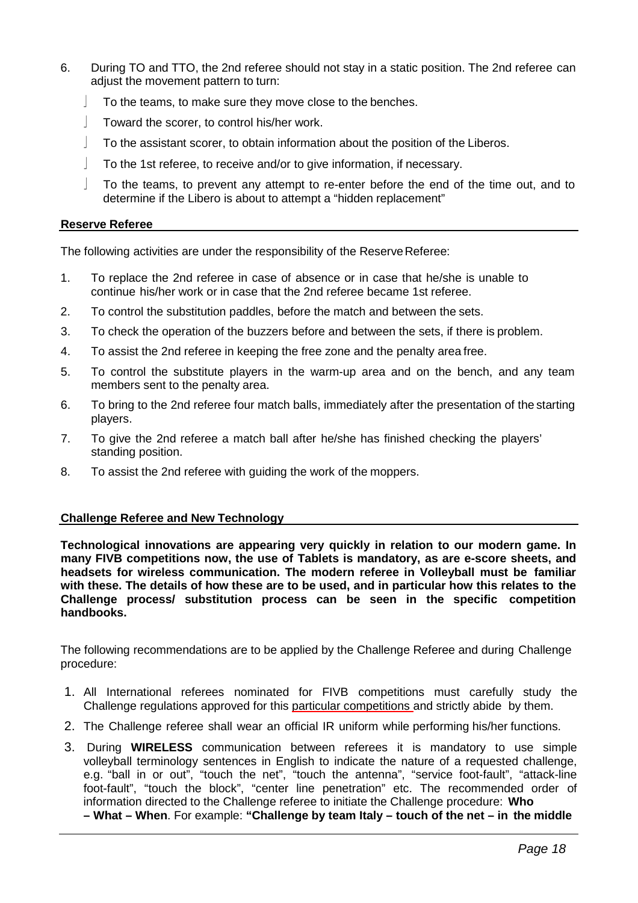6. During TO and TTO, the 2nd referee should not stay in a static position. The 2nd referee can adjust the movement pattern to turn:
   - To the teams, to make sure they move close to the benches.
   - Toward the scorer, to control his/her work.
   - To the assistant scorer, to obtain information about the position of the Liberos.
   - To the 1st referee, to receive and/or to give information, if necessary.
   - To the teams, to prevent any attempt to re-enter before the end of the time out, and to determine if the Libero is about to attempt a "hidden replacement"

### Reserve Referee

The following activities are under the responsibility of the Reserve Referee:

1. To replace the 2nd referee in case of absence or in case that he/she is unable to continue his/her work or in case that the 2nd referee became 1st referee.
2. To control the substitution paddles, before the match and between the sets.
3. To check the operation of the buzzers before and between the sets, if there is problem.
4. To assist the 2nd referee in keeping the free zone and the penalty area free.
5. To control the substitute players in the warm-up area and on the bench, and any team members sent to the penalty area.
6. To bring to the 2nd referee four match balls, immediately after the presentation of the starting players.
7. To give the 2nd referee a match ball after he/she has finished checking the players' standing position.
8. To assist the 2nd referee with guiding the work of the moppers.

### Challenge Referee and New Technology

**Technological innovations are appearing very quickly in relation to our modern game. In many FIVB competitions now, the use of Tablets is mandatory, as are e-score sheets, and headsets for wireless communication. The modern referee in Volleyball must be familiar with these. The details of how these are to be used, and in particular how this relates to the Challenge process/ substitution process can be seen in the specific competition handbooks.**

The following recommendations are to be applied by the Challenge Referee and during Challenge procedure:

1. All International referees nominated for FIVB competitions must carefully study the Challenge regulations approved for this particular competitions and strictly abide by them.
2. The Challenge referee shall wear an official IR uniform while performing his/her functions.
3. During **WIRELESS** communication between referees it is mandatory to use simple volleyball terminology sentences in English to indicate the nature of a requested challenge, e.g. "ball in or out", "touch the net", "touch the antenna", "service foot-fault", "attack-line foot-fault", "touch the block", "center line penetration" etc. The recommended order of information directed to the Challenge referee to initiate the Challenge procedure: **Who – What – When**. For example: **"Challenge by team Italy – touch of the net – in the middle**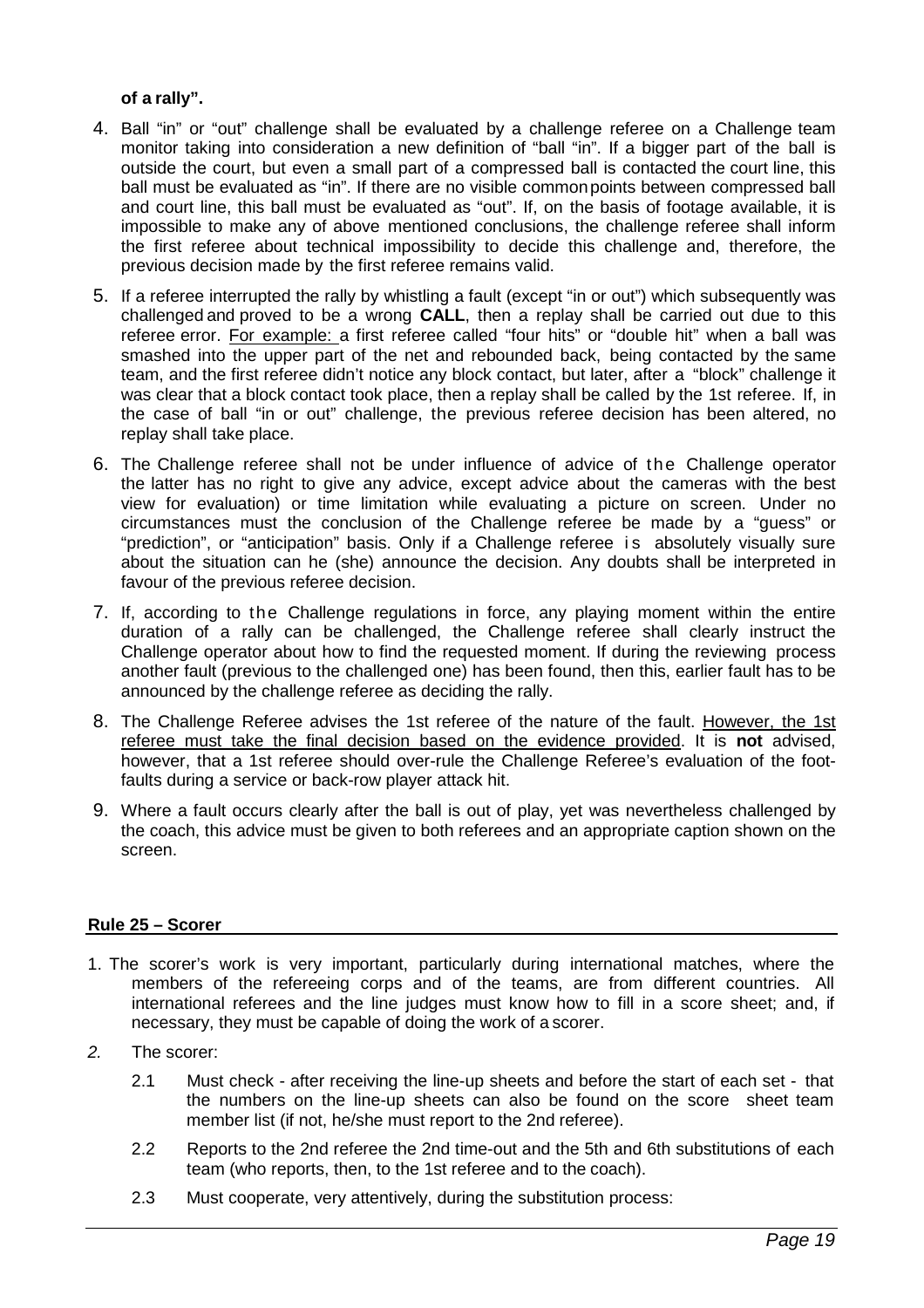**of a rally".**

4. Ball "in" or "out" challenge shall be evaluated by a challenge referee on a Challenge team monitor taking into consideration a new definition of "ball "in". If a bigger part of the ball is outside the court, but even a small part of a compressed ball is contacted the court line, this ball must be evaluated as "in". If there are no visible common points between compressed ball and court line, this ball must be evaluated as "out". If, on the basis of footage available, it is impossible to make any of above mentioned conclusions, the challenge referee shall inform the first referee about technical impossibility to decide this challenge and, therefore, the previous decision made by the first referee remains valid.
5. If a referee interrupted the rally by whistling a fault (except "in or out") which subsequently was challenged and proved to be a wrong **CALL**, then a replay shall be carried out due to this referee error. For example: a first referee called "four hits" or "double hit" when a ball was smashed into the upper part of the net and rebounded back, being contacted by the same team, and the first referee didn't notice any block contact, but later, after a "block" challenge it was clear that a block contact took place, then a replay shall be called by the 1st referee. If, in the case of ball "in or out" challenge, the previous referee decision has been altered, no replay shall take place.
6. The Challenge referee shall not be under influence of advice of the Challenge operator the latter has no right to give any advice, except advice about the cameras with the best view for evaluation) or time limitation while evaluating a picture on screen. Under no circumstances must the conclusion of the Challenge referee be made by a "guess" or "prediction", or "anticipation" basis. Only if a Challenge referee is absolutely visually sure about the situation can he (she) announce the decision. Any doubts shall be interpreted in favour of the previous referee decision.
7. If, according to the Challenge regulations in force, any playing moment within the entire duration of a rally can be challenged, the Challenge referee shall clearly instruct the Challenge operator about how to find the requested moment. If during the reviewing process another fault (previous to the challenged one) has been found, then this, earlier fault has to be announced by the challenge referee as deciding the rally.
8. The Challenge Referee advises the 1st referee of the nature of the fault. However, the 1st referee must take the final decision based on the evidence provided. It is **not** advised, however, that a 1st referee should over-rule the Challenge Referee's evaluation of the foot-faults during a service or back-row player attack hit.
9. Where a fault occurs clearly after the ball is out of play, yet was nevertheless challenged by the coach, this advice must be given to both referees and an appropriate caption shown on the screen.

## Rule 25 – Scorer

1. The scorer's work is very important, particularly during international matches, where the members of the refereeing corps and of the teams, are from different countries. All international referees and the line judges must know how to fill in a score sheet; and, if necessary, they must be capable of doing the work of a scorer.
2. The scorer:
   - 2.1 Must check - after receiving the line-up sheets and before the start of each set - that the numbers on the line-up sheets can also be found on the score sheet team member list (if not, he/she must report to the 2nd referee).
   - 2.2 Reports to the 2nd referee the 2nd time-out and the 5th and 6th substitutions of each team (who reports, then, to the 1st referee and to the coach).
   - 2.3 Must cooperate, very attentively, during the substitution process: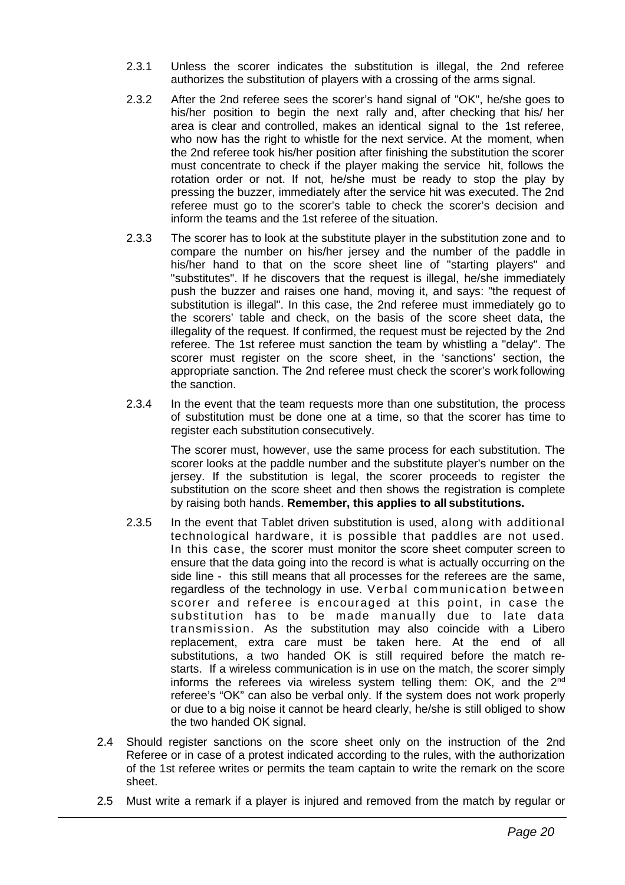2.3.1 Unless the scorer indicates the substitution is illegal, the 2nd referee authorizes the substitution of players with a crossing of the arms signal.

2.3.2 After the 2nd referee sees the scorer's hand signal of "OK", he/she goes to his/her position to begin the next rally and, after checking that his/ her area is clear and controlled, makes an identical signal to the 1st referee, who now has the right to whistle for the next service. At the moment, when the 2nd referee took his/her position after finishing the substitution the scorer must concentrate to check if the player making the service hit, follows the rotation order or not. If not, he/she must be ready to stop the play by pressing the buzzer, immediately after the service hit was executed. The 2nd referee must go to the scorer's table to check the scorer's decision and inform the teams and the 1st referee of the situation.

2.3.3 The scorer has to look at the substitute player in the substitution zone and to compare the number on his/her jersey and the number of the paddle in his/her hand to that on the score sheet line of "starting players" and "substitutes". If he discovers that the request is illegal, he/she immediately push the buzzer and raises one hand, moving it, and says: "the request of substitution is illegal". In this case, the 2nd referee must immediately go to the scorers' table and check, on the basis of the score sheet data, the illegality of the request. If confirmed, the request must be rejected by the 2nd referee. The 1st referee must sanction the team by whistling a "delay". The scorer must register on the score sheet, in the 'sanctions' section, the appropriate sanction. The 2nd referee must check the scorer's work following the sanction.

2.3.4 In the event that the team requests more than one substitution, the process of substitution must be done one at a time, so that the scorer has time to register each substitution consecutively.

The scorer must, however, use the same process for each substitution. The scorer looks at the paddle number and the substitute player's number on the jersey. If the substitution is legal, the scorer proceeds to register the substitution on the score sheet and then shows the registration is complete by raising both hands. **Remember, this applies to all substitutions.**

2.3.5 In the event that Tablet driven substitution is used, along with additional technological hardware, it is possible that paddles are not used. In this case, the scorer must monitor the score sheet computer screen to ensure that the data going into the record is what is actually occurring on the side line - this still means that all processes for the referees are the same, regardless of the technology in use. Verbal communication between scorer and referee is encouraged at this point, in case the substitution has to be made manually due to late data transmission. As the substitution may also coincide with a Libero replacement, extra care must be taken here. At the end of all substitutions, a two handed OK is still required before the match re-starts. If a wireless communication is in use on the match, the scorer simply informs the referees via wireless system telling them: OK, and the 2nd referee's "OK" can also be verbal only. If the system does not work properly or due to a big noise it cannot be heard clearly, he/she is still obliged to show the two handed OK signal.

2.4 Should register sanctions on the score sheet only on the instruction of the 2nd Referee or in case of a protest indicated according to the rules, with the authorization of the 1st referee writes or permits the team captain to write the remark on the score sheet.

2.5 Must write a remark if a player is injured and removed from the match by regular or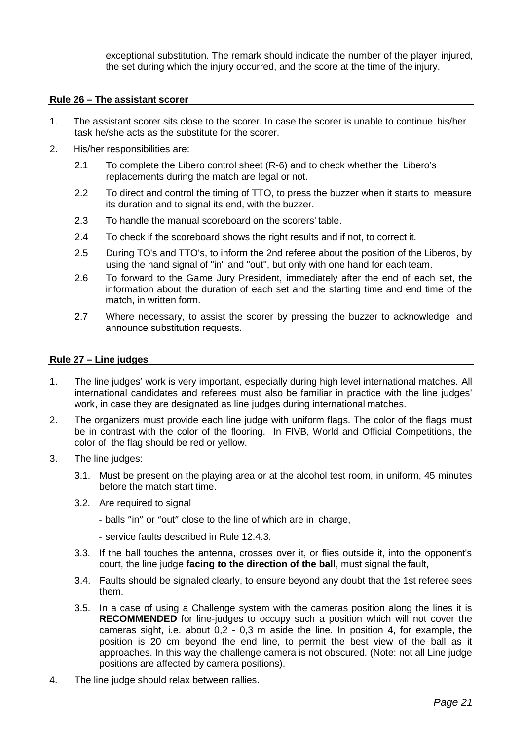exceptional substitution. The remark should indicate the number of the player injured, the set during which the injury occurred, and the score at the time of the injury.

## Rule 26 – The assistant scorer

1. The assistant scorer sits close to the scorer. In case the scorer is unable to continue his/her task he/she acts as the substitute for the scorer.
2. His/her responsibilities are:
   - 2.1 To complete the Libero control sheet (R-6) and to check whether the Libero's replacements during the match are legal or not.
   - 2.2 To direct and control the timing of TTO, to press the buzzer when it starts to measure its duration and to signal its end, with the buzzer.
   - 2.3 To handle the manual scoreboard on the scorers' table.
   - 2.4 To check if the scoreboard shows the right results and if not, to correct it.
   - 2.5 During TO's and TTO's, to inform the 2nd referee about the position of the Liberos, by using the hand signal of "in" and "out", but only with one hand for each team.
   - 2.6 To forward to the Game Jury President, immediately after the end of each set, the information about the duration of each set and the starting time and end time of the match, in written form.
   - 2.7 Where necessary, to assist the scorer by pressing the buzzer to acknowledge and announce substitution requests.

## Rule 27 – Line judges

1. The line judges' work is very important, especially during high level international matches. All international candidates and referees must also be familiar in practice with the line judges' work, in case they are designated as line judges during international matches.
2. The organizers must provide each line judge with uniform flags. The color of the flags must be in contrast with the color of the flooring. In FIVB, World and Official Competitions, the color of the flag should be red or yellow.
3. The line judges:
   - 3.1. Must be present on the playing area or at the alcohol test room, in uniform, 45 minutes before the match start time.
   - 3.2. Are required to signal
     - balls "in" or "out" close to the line of which are in charge,
     - service faults described in Rule 12.4.3.
   - 3.3. If the ball touches the antenna, crosses over it, or flies outside it, into the opponent's court, the line judge **facing to the direction of the ball**, must signal the fault,
   - 3.4. Faults should be signaled clearly, to ensure beyond any doubt that the 1st referee sees them.
   - 3.5. In a case of using a Challenge system with the cameras position along the lines it is **RECOMMENDED** for line-judges to occupy such a position which will not cover the cameras sight, i.e. about 0,2 - 0,3 m aside the line. In position 4, for example, the position is 20 cm beyond the end line, to permit the best view of the ball as it approaches. In this way the challenge camera is not obscured. (Note: not all Line judge positions are affected by camera positions).
4. The line judge should relax between rallies.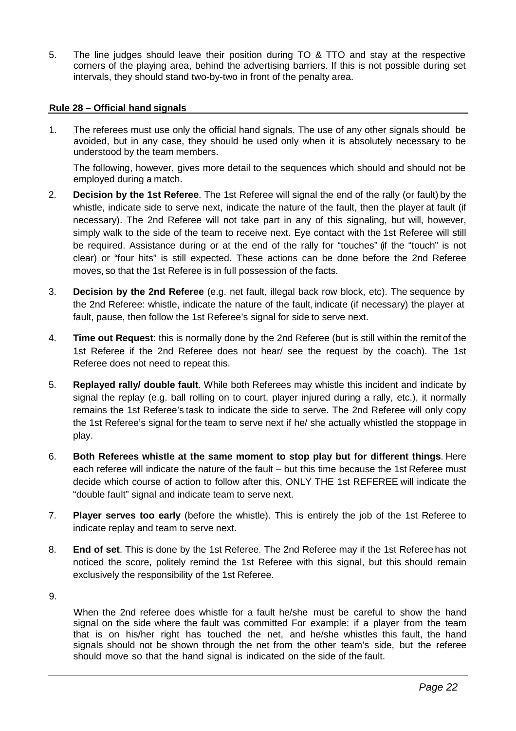5. The line judges should leave their position during TO & TTO and stay at the respective corners of the playing area, behind the advertising barriers. If this is not possible during set intervals, they should stand two-by-two in front of the penalty area.

## Rule 28 – Official hand signals

1. The referees must use only the official hand signals. The use of any other signals should be avoided, but in any case, they should be used only when it is absolutely necessary to be understood by the team members.

   The following, however, gives more detail to the sequences which should and should not be employed during a match.

2. **Decision by the 1st Referee**. The 1st Referee will signal the end of the rally (or fault) by the whistle, indicate side to serve next, indicate the nature of the fault, then the player at fault (if necessary). The 2nd Referee will not take part in any of this signaling, but will, however, simply walk to the side of the team to receive next. Eye contact with the 1st Referee will still be required. Assistance during or at the end of the rally for "touches" (if the "touch" is not clear) or "four hits" is still expected. These actions can be done before the 2nd Referee moves, so that the 1st Referee is in full possession of the facts.

3. **Decision by the 2nd Referee** (e.g. net fault, illegal back row block, etc). The sequence by the 2nd Referee: whistle, indicate the nature of the fault, indicate (if necessary) the player at fault, pause, then follow the 1st Referee's signal for side to serve next.

4. **Time out Request**: this is normally done by the 2nd Referee (but is still within the remit of the 1st Referee if the 2nd Referee does not hear/ see the request by the coach). The 1st Referee does not need to repeat this.

5. **Replayed rally/ double fault**. While both Referees may whistle this incident and indicate by signal the replay (e.g. ball rolling on to court, player injured during a rally, etc.), it normally remains the 1st Referee's task to indicate the side to serve. The 2nd Referee will only copy the 1st Referee's signal for the team to serve next if he/ she actually whistled the stoppage in play.

6. **Both Referees whistle at the same moment to stop play but for different things**. Here each referee will indicate the nature of the fault – but this time because the 1st Referee must decide which course of action to follow after this, ONLY THE 1st REFEREE will indicate the "double fault" signal and indicate team to serve next.

7. **Player serves too early** (before the whistle). This is entirely the job of the 1st Referee to indicate replay and team to serve next.

8. **End of set**. This is done by the 1st Referee. The 2nd Referee may if the 1st Referee has not noticed the score, politely remind the 1st Referee with this signal, but this should remain exclusively the responsibility of the 1st Referee.

9. When the 2nd referee does whistle for a fault he/she must be careful to show the hand signal on the side where the fault was committed For example: if a player from the team that is on his/her right has touched the net, and he/she whistles this fault, the hand signals should not be shown through the net from the other team's side, but the referee should move so that the hand signal is indicated on the side of the fault.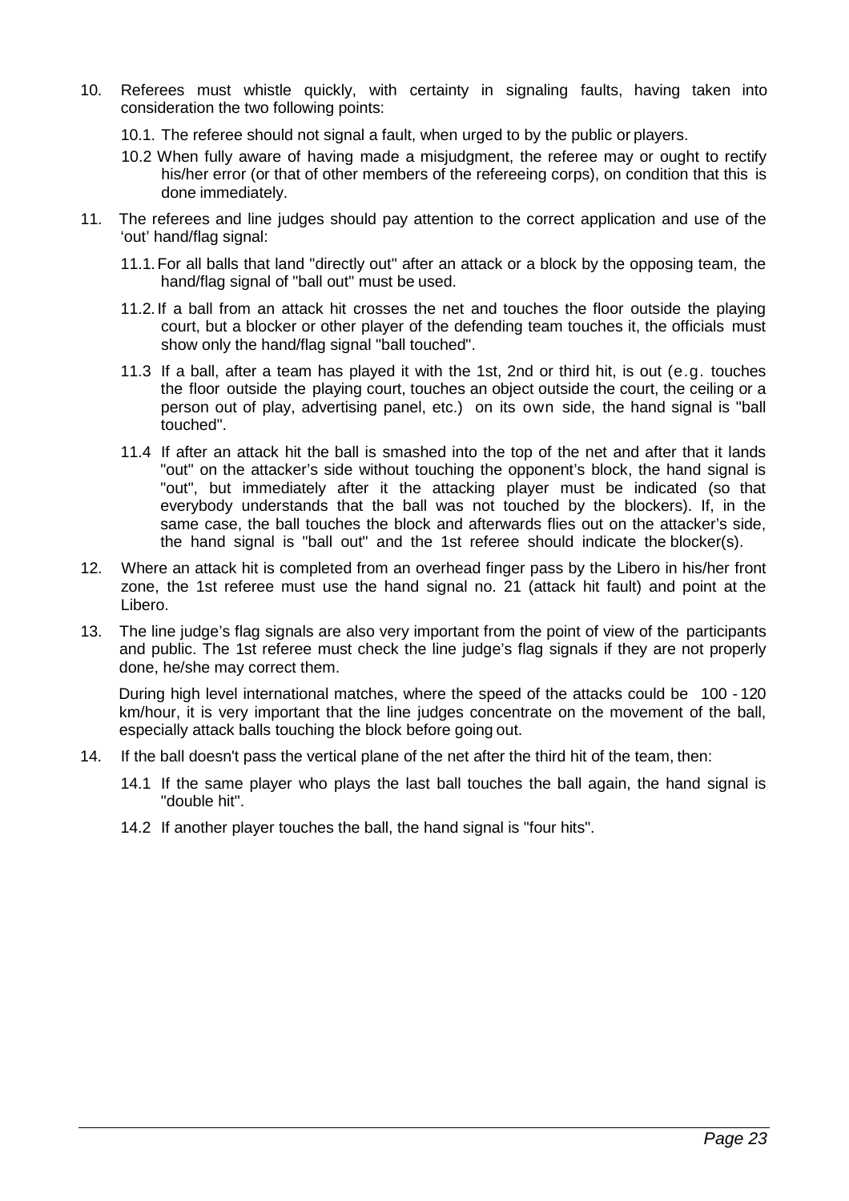10. Referees must whistle quickly, with certainty in signaling faults, having taken into consideration the two following points:

    10.1. The referee should not signal a fault, when urged to by the public or players.

    10.2 When fully aware of having made a misjudgment, the referee may or ought to rectify his/her error (or that of other members of the refereeing corps), on condition that this is done immediately.

11. The referees and line judges should pay attention to the correct application and use of the 'out' hand/flag signal:

    11.1. For all balls that land "directly out" after an attack or a block by the opposing team, the hand/flag signal of "ball out" must be used.

    11.2. If a ball from an attack hit crosses the net and touches the floor outside the playing court, but a blocker or other player of the defending team touches it, the officials must show only the hand/flag signal "ball touched".

    11.3 If a ball, after a team has played it with the 1st, 2nd or third hit, is out (e.g. touches the floor outside the playing court, touches an object outside the court, the ceiling or a person out of play, advertising panel, etc.) on its own side, the hand signal is "ball touched".

    11.4 If after an attack hit the ball is smashed into the top of the net and after that it lands "out" on the attacker's side without touching the opponent's block, the hand signal is "out", but immediately after it the attacking player must be indicated (so that everybody understands that the ball was not touched by the blockers). If, in the same case, the ball touches the block and afterwards flies out on the attacker's side, the hand signal is "ball out" and the 1st referee should indicate the blocker(s).

12. Where an attack hit is completed from an overhead finger pass by the Libero in his/her front zone, the 1st referee must use the hand signal no. 21 (attack hit fault) and point at the Libero.

13. The line judge's flag signals are also very important from the point of view of the participants and public. The 1st referee must check the line judge's flag signals if they are not properly done, he/she may correct them.

    During high level international matches, where the speed of the attacks could be 100 - 120 km/hour, it is very important that the line judges concentrate on the movement of the ball, especially attack balls touching the block before going out.

14. If the ball doesn't pass the vertical plane of the net after the third hit of the team, then:

    14.1 If the same player who plays the last ball touches the ball again, the hand signal is "double hit".

    14.2 If another player touches the ball, the hand signal is "four hits".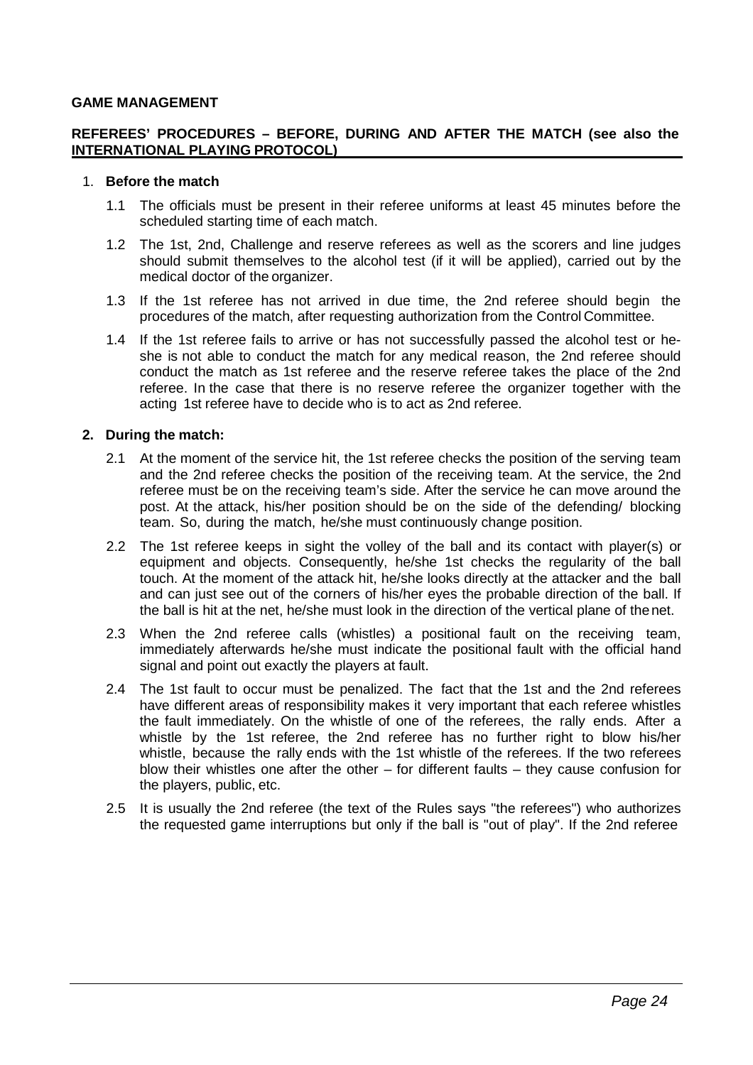**GAME MANAGEMENT**

**REFEREES' PROCEDURES – BEFORE, DURING AND AFTER THE MATCH (see also the INTERNATIONAL PLAYING PROTOCOL)**

1. **Before the match**

   1.1 The officials must be present in their referee uniforms at least 45 minutes before the scheduled starting time of each match.

   1.2 The 1st, 2nd, Challenge and reserve referees as well as the scorers and line judges should submit themselves to the alcohol test (if it will be applied), carried out by the medical doctor of the organizer.

   1.3 If the 1st referee has not arrived in due time, the 2nd referee should begin the procedures of the match, after requesting authorization from the Control Committee.

   1.4 If the 1st referee fails to arrive or has not successfully passed the alcohol test or he-she is not able to conduct the match for any medical reason, the 2nd referee should conduct the match as 1st referee and the reserve referee takes the place of the 2nd referee. In the case that there is no reserve referee the organizer together with the acting 1st referee have to decide who is to act as 2nd referee.

2. **During the match:**

   2.1 At the moment of the service hit, the 1st referee checks the position of the serving team and the 2nd referee checks the position of the receiving team. At the service, the 2nd referee must be on the receiving team's side. After the service he can move around the post. At the attack, his/her position should be on the side of the defending/ blocking team. So, during the match, he/she must continuously change position.

   2.2 The 1st referee keeps in sight the volley of the ball and its contact with player(s) or equipment and objects. Consequently, he/she 1st checks the regularity of the ball touch. At the moment of the attack hit, he/she looks directly at the attacker and the ball and can just see out of the corners of his/her eyes the probable direction of the ball. If the ball is hit at the net, he/she must look in the direction of the vertical plane of the net.

   2.3 When the 2nd referee calls (whistles) a positional fault on the receiving team, immediately afterwards he/she must indicate the positional fault with the official hand signal and point out exactly the players at fault.

   2.4 The 1st fault to occur must be penalized. The fact that the 1st and the 2nd referees have different areas of responsibility makes it very important that each referee whistles the fault immediately. On the whistle of one of the referees, the rally ends. After a whistle by the 1st referee, the 2nd referee has no further right to blow his/her whistle, because the rally ends with the 1st whistle of the referees. If the two referees blow their whistles one after the other – for different faults – they cause confusion for the players, public, etc.

   2.5 It is usually the 2nd referee (the text of the Rules says "the referees") who authorizes the requested game interruptions but only if the ball is "out of play". If the 2nd referee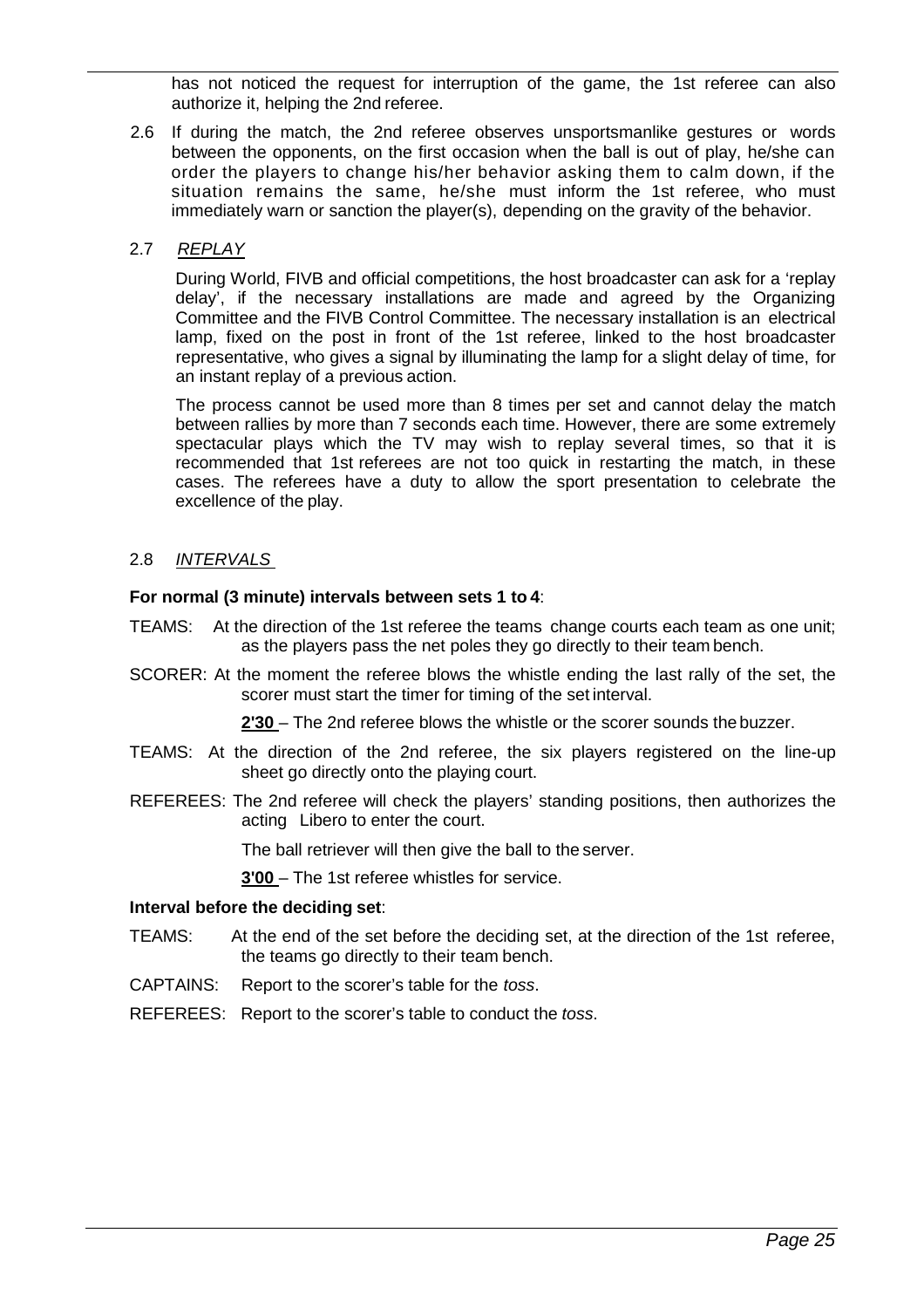has not noticed the request for interruption of the game, the 1st referee can also authorize it, helping the 2nd referee.

2.6 If during the match, the 2nd referee observes unsportsmanlike gestures or words between the opponents, on the first occasion when the ball is out of play, he/she can order the players to change his/her behavior asking them to calm down, if the situation remains the same, he/she must inform the 1st referee, who must immediately warn or sanction the player(s), depending on the gravity of the behavior.

2.7 *REPLAY*

During World, FIVB and official competitions, the host broadcaster can ask for a 'replay delay', if the necessary installations are made and agreed by the Organizing Committee and the FIVB Control Committee. The necessary installation is an electrical lamp, fixed on the post in front of the 1st referee, linked to the host broadcaster representative, who gives a signal by illuminating the lamp for a slight delay of time, for an instant replay of a previous action.

The process cannot be used more than 8 times per set and cannot delay the match between rallies by more than 7 seconds each time. However, there are some extremely spectacular plays which the TV may wish to replay several times, so that it is recommended that 1st referees are not too quick in restarting the match, in these cases. The referees have a duty to allow the sport presentation to celebrate the excellence of the play.

2.8 *INTERVALS*

**For normal (3 minute) intervals between sets 1 to 4**:

TEAMS: At the direction of the 1st referee the teams change courts each team as one unit; as the players pass the net poles they go directly to their team bench.

SCORER: At the moment the referee blows the whistle ending the last rally of the set, the scorer must start the timer for timing of the set interval.

**2'30** – The 2nd referee blows the whistle or the scorer sounds the buzzer.

TEAMS: At the direction of the 2nd referee, the six players registered on the line-up sheet go directly onto the playing court.

REFEREES: The 2nd referee will check the players' standing positions, then authorizes the acting Libero to enter the court.

The ball retriever will then give the ball to the server.

**3'00** – The 1st referee whistles for service.

**Interval before the deciding set**:

TEAMS: At the end of the set before the deciding set, at the direction of the 1st referee, the teams go directly to their team bench.

CAPTAINS: Report to the scorer's table for the *toss*.

REFEREES: Report to the scorer's table to conduct the *toss*.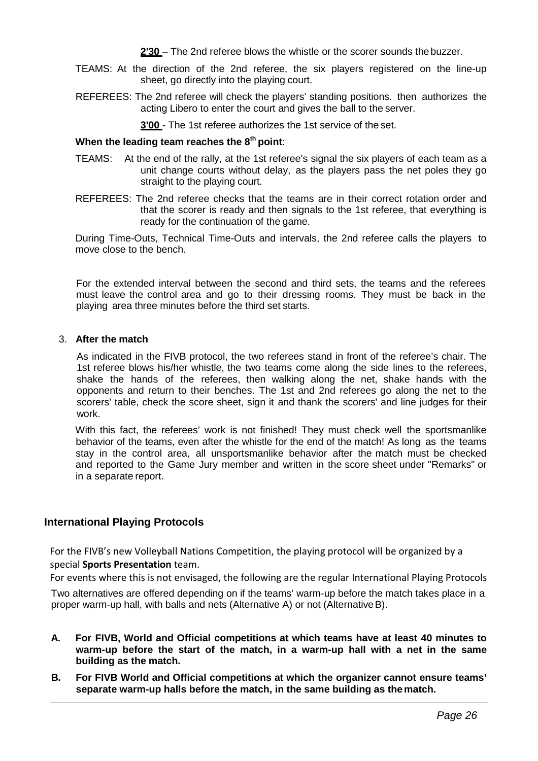**2'30** – The 2nd referee blows the whistle or the scorer sounds the buzzer.

TEAMS: At the direction of the 2nd referee, the six players registered on the line-up sheet, go directly into the playing court.

REFEREES: The 2nd referee will check the players' standing positions. then authorizes the acting Libero to enter the court and gives the ball to the server.

**3'00** - The 1st referee authorizes the 1st service of the set.

**When the leading team reaches the 8th point**:

TEAMS: At the end of the rally, at the 1st referee's signal the six players of each team as a unit change courts without delay, as the players pass the net poles they go straight to the playing court.

REFEREES: The 2nd referee checks that the teams are in their correct rotation order and that the scorer is ready and then signals to the 1st referee, that everything is ready for the continuation of the game.

During Time-Outs, Technical Time-Outs and intervals, the 2nd referee calls the players to move close to the bench.

For the extended interval between the second and third sets, the teams and the referees must leave the control area and go to their dressing rooms. They must be back in the playing area three minutes before the third set starts.

3. **After the match**

As indicated in the FIVB protocol, the two referees stand in front of the referee's chair. The 1st referee blows his/her whistle, the two teams come along the side lines to the referees, shake the hands of the referees, then walking along the net, shake hands with the opponents and return to their benches. The 1st and 2nd referees go along the net to the scorers' table, check the score sheet, sign it and thank the scorers' and line judges for their work.

With this fact, the referees' work is not finished! They must check well the sportsmanlike behavior of the teams, even after the whistle for the end of the match! As long as the teams stay in the control area, all unsportsmanlike behavior after the match must be checked and reported to the Game Jury member and written in the score sheet under "Remarks" or in a separate report.

## International Playing Protocols

For the FIVB's new Volleyball Nations Competition, the playing protocol will be organized by a special **Sports Presentation** team.

For events where this is not envisaged, the following are the regular International Playing Protocols

Two alternatives are offered depending on if the teams' warm-up before the match takes place in a proper warm-up hall, with balls and nets (Alternative A) or not (Alternative B).

**A. For FIVB, World and Official competitions at which teams have at least 40 minutes to warm-up before the start of the match, in a warm-up hall with a net in the same building as the match.**

**B. For FIVB World and Official competitions at which the organizer cannot ensure teams' separate warm-up halls before the match, in the same building as the match.**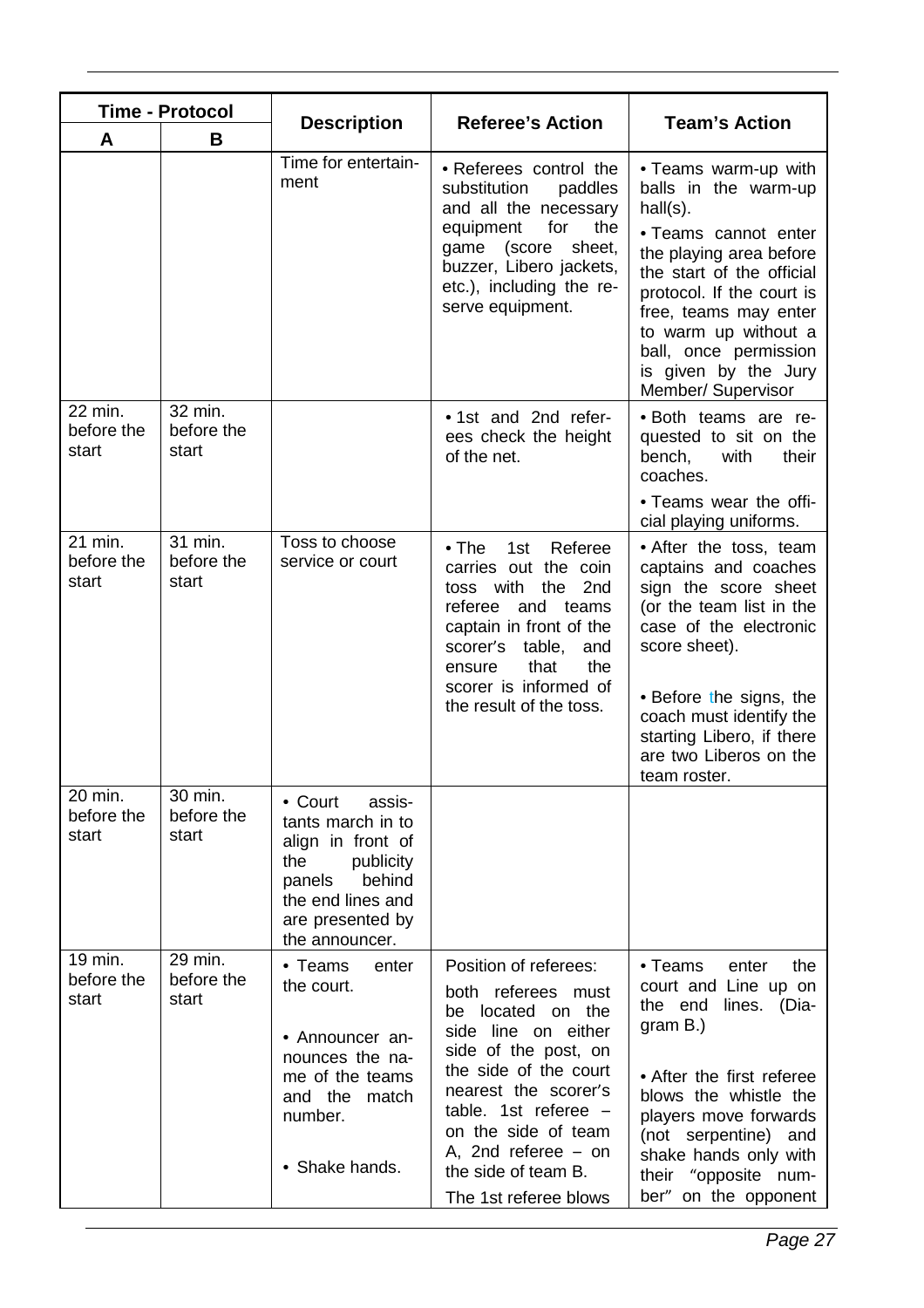| Time - Protocol | | Description | Referee's Action | Team's Action |
|---|---|---|---|---|
| A | B | | | |
| | | Time for entertainment | • Referees control the substitution paddles and all the necessary equipment for the game (score sheet, buzzer, Libero jackets, etc.), including the reserve equipment. | • Teams warm-up with balls in the warm-up hall(s).<br>• Teams cannot enter the playing area before the start of the official protocol. If the court is free, teams may enter to warm up without a ball, once permission is given by the Jury Member/ Supervisor |
| 22 min. before the start | 32 min. before the start | | • 1st and 2nd referees check the height of the net. | • Both teams are requested to sit on the bench, with their coaches.<br>• Teams wear the official playing uniforms. |
| 21 min. before the start | 31 min. before the start | Toss to choose service or court | • The 1st Referee carries out the coin toss with the 2nd referee and teams captain in front of the scorer's table, and ensure that the scorer is informed of the result of the toss. | • After the toss, team captains and coaches sign the score sheet (or the team list in the case of the electronic score sheet).<br>• Before the signs, the coach must identify the starting Libero, if there are two Liberos on the team roster. |
| 20 min. before the start | 30 min. before the start | • Court assistants march in to align in front of the publicity panels behind the end lines and are presented by the announcer. | | |
| 19 min. before the start | 29 min. before the start | • Teams enter the court.<br>• Announcer announces the name of the teams and the match number.<br>• Shake hands. | Position of referees:<br>both referees must be located on the side line on either side of the post, on the side of the court nearest the scorer's table. 1st referee – on the side of team A, 2nd referee – on the side of team B.<br>The 1st referee blows | • Teams enter the court and Line up on the end lines. (Diagram B.)<br>• After the first referee blows the whistle the players move forwards (not serpentine) and shake hands only with their "opposite number" on the opponent |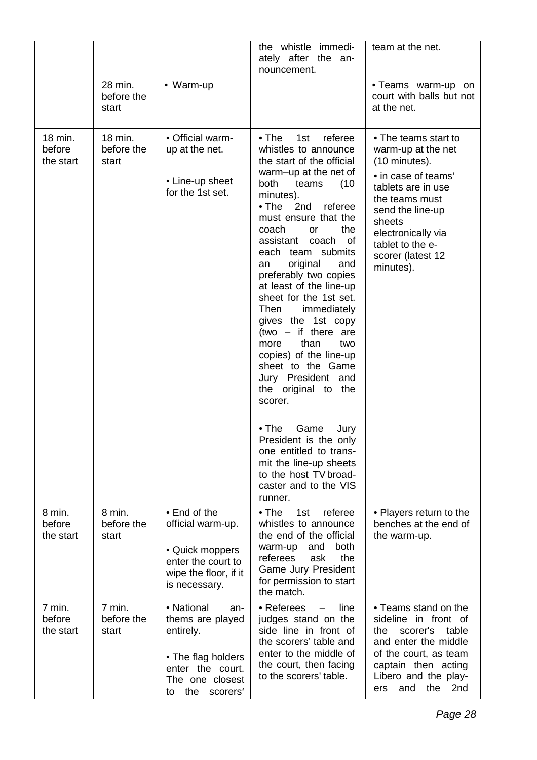| | | | | |
|---|---|---|---|---|
| | | | the whistle immediately after the announcement. | team at the net. |
| | 28 min. before the start | • Warm-up | | • Teams warm-up on court with balls but not at the net. |
| 18 min. before the start | 18 min. before the start | • Official warm-up at the net.<br><br>• Line-up sheet for the 1st set. | • The 1st referee whistles to announce the start of the official warm–up at the net of both teams (10 minutes).<br>• The 2nd referee must ensure that the coach or the assistant coach of each team submits an original and preferably two copies at least of the line-up sheet for the 1st set. Then immediately gives the 1st copy (two – if there are more than two copies) of the line-up sheet to the Game Jury President and the original to the scorer.<br><br>• The Game Jury President is the only one entitled to transmit the line-up sheets to the host TV broadcaster and to the VIS runner. | • The teams start to warm-up at the net (10 minutes).<br>• in case of teams' tablets are in use the teams must send the line-up sheets electronically via tablet to the e-scorer (latest 12 minutes). |
| 8 min. before the start | 8 min. before the start | • End of the official warm-up.<br><br>• Quick moppers enter the court to wipe the floor, if it is necessary. | • The 1st referee whistles to announce the end of the official warm-up and both referees ask the Game Jury President for permission to start the match. | • Players return to the benches at the end of the warm-up. |
| 7 min. before the start | 7 min. before the start | • National anthems are played entirely.<br><br>• The flag holders enter the court. The one closest to the scorers' | • Referees – line judges stand on the side line in front of the scorers' table and enter to the middle of the court, then facing to the scorers' table. | • Teams stand on the sideline in front of the scorer's table and enter the middle of the court, as team captain then acting Libero and the players and the 2nd |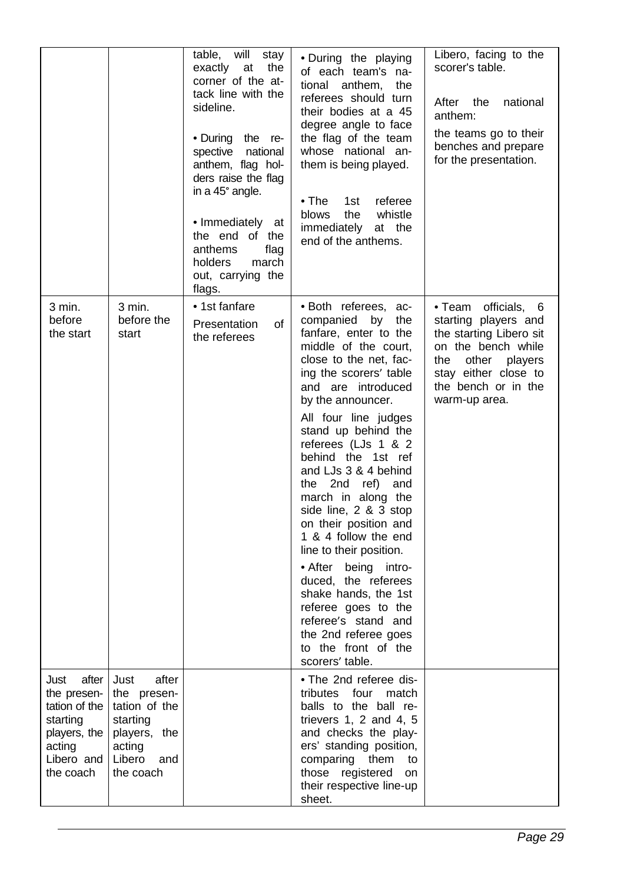| | | | | |
|---|---|---|---|---|
| | | table, will stay exactly at the corner of the attack line with the sideline. • During the respective national anthem, flag holders raise the flag in a 45° angle. • Immediately at the end of the anthems flag holders march out, carrying the flags. | • During the playing of each team's national anthem, the referees should turn their bodies at a 45 degree angle to face the flag of the team whose national anthem is being played. • The 1st referee blows the whistle immediately at the end of the anthems. | Libero, facing to the scorer's table. After the national anthem: the teams go to their benches and prepare for the presentation. |
| 3 min. before the start | 3 min. before the start | • 1st fanfare Presentation of the referees | • Both referees, accompanied by the fanfare, enter to the middle of the court, close to the net, facing the scorers' table and are introduced by the announcer. All four line judges stand up behind the referees (LJs 1 & 2 behind the 1st ref and LJs 3 & 4 behind the 2nd ref) and march in along the side line, 2 & 3 stop on their position and 1 & 4 follow the end line to their position. • After being introduced, the referees shake hands, the 1st referee goes to the referee's stand and the 2nd referee goes to the front of the scorers' table. | • Team officials, 6 starting players and the starting Libero sit on the bench while the other players stay either close to the bench or in the warm-up area. |
| Just after the presentation of the starting players, the acting Libero and the coach | Just after the presentation of the starting players, the acting Libero and the coach | | • The 2nd referee distributes four match balls to the ball retrievers 1, 2 and 4, 5 and checks the players' standing position, comparing them to those registered on their respective line-up sheet. | |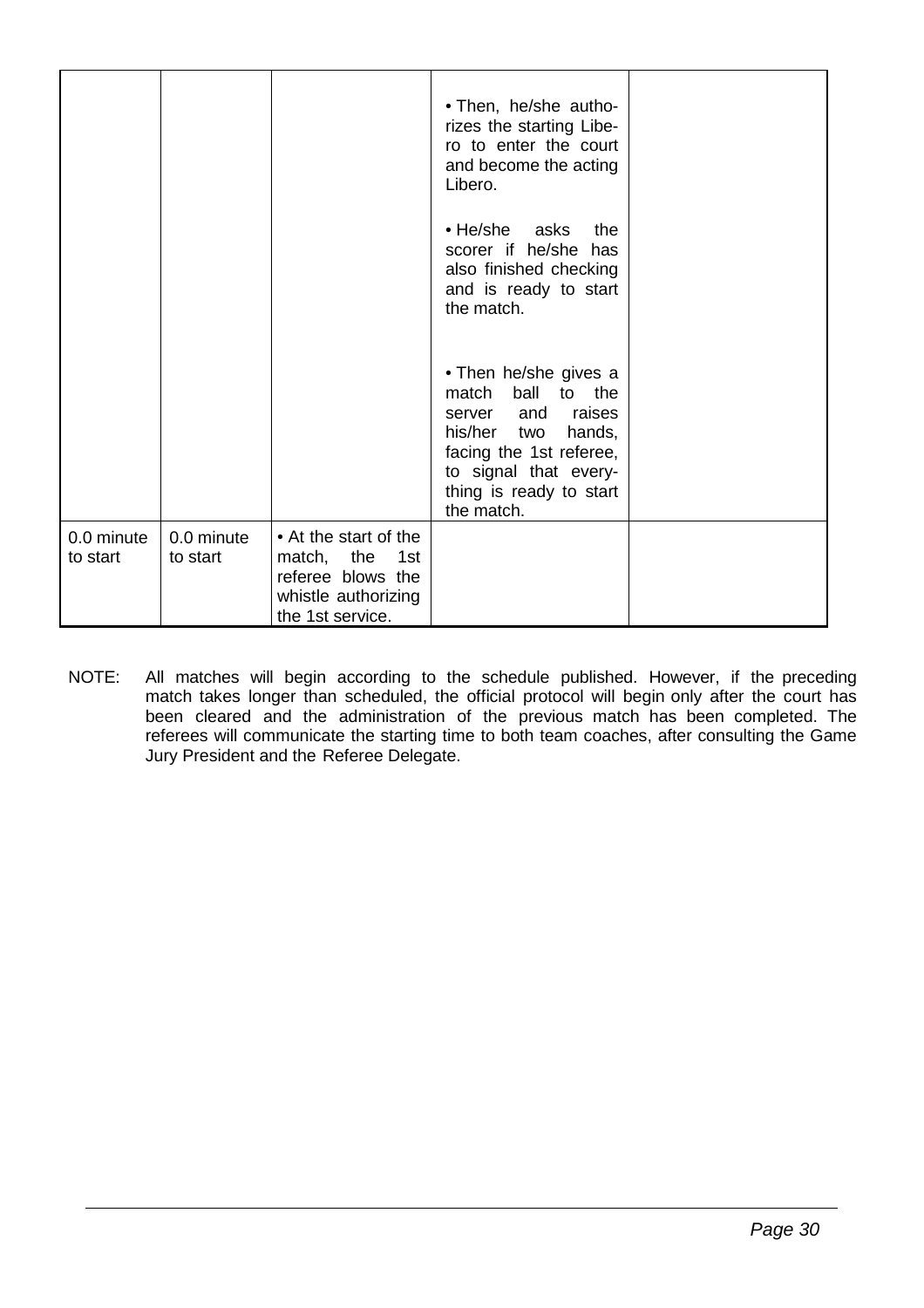| | | | | |
|---|---|---|---|---|
| | | | • Then, he/she authorizes the starting Libero to enter the court and become the acting Libero.<br><br>• He/she asks the scorer if he/she has also finished checking and is ready to start the match.<br><br>• Then he/she gives a match ball to the server and raises his/her two hands, facing the 1st referee, to signal that everything is ready to start the match. | |
| 0.0 minute to start | 0.0 minute to start | • At the start of the match, the 1st referee blows the whistle authorizing the 1st service. | | |

NOTE: All matches will begin according to the schedule published. However, if the preceding match takes longer than scheduled, the official protocol will begin only after the court has been cleared and the administration of the previous match has been completed. The referees will communicate the starting time to both team coaches, after consulting the Game Jury President and the Referee Delegate.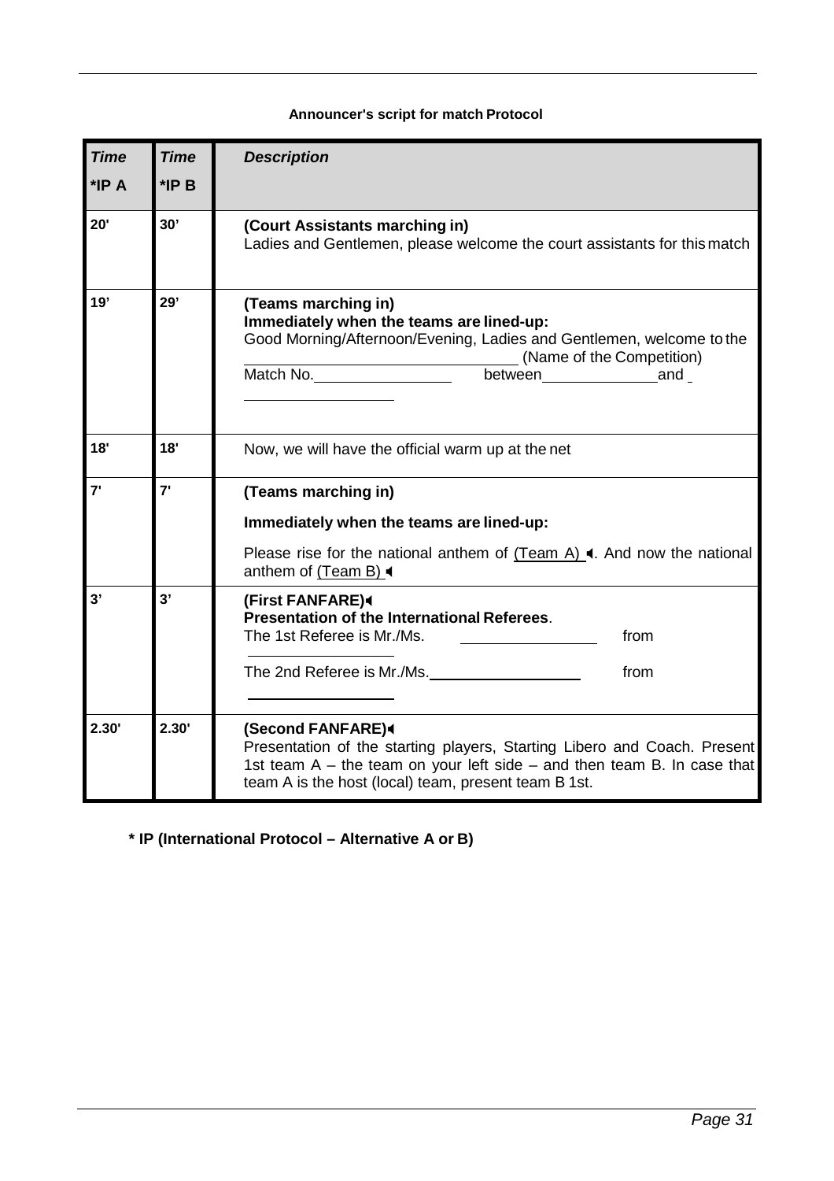**Announcer's script for match Protocol**

| ***Time* \*IP A** | ***Time* \*IP B** | ***Description*** |
|---|---|---|
| **20'** | **30'** | **(Court Assistants marching in)**<br>Ladies and Gentlemen, please welcome the court assistants for this match |
| **19'** | **29'** | **(Teams marching in)**<br>**Immediately when the teams are lined-up:**<br>Good Morning/Afternoon/Evening, Ladies and Gentlemen, welcome to the \_\_\_\_\_\_\_\_\_\_\_\_\_\_\_\_\_\_\_\_ (Name of the Competition)<br>Match No.\_\_\_\_\_\_\_\_\_\_\_\_ between\_\_\_\_\_\_\_\_\_\_\_\_ and \_\_\_\_\_\_\_\_\_\_\_\_ |
| **18'** | **18'** | Now, we will have the official warm up at the net |
| **7'** | **7'** | **(Teams marching in)**<br>**Immediately when the teams are lined-up:**<br>Please rise for the national anthem of (Team A) ◀. And now the national anthem of (Team B) ◀ |
| **3'** | **3'** | **(First FANFARE)◀**<br>**Presentation of the International Referees**.<br>The 1st Referee is Mr./Ms. \_\_\_\_\_\_\_\_\_\_\_\_ from \_\_\_\_\_\_\_\_\_\_\_\_<br>The 2nd Referee is Mr./Ms.\_\_\_\_\_\_\_\_\_\_\_\_ from \_\_\_\_\_\_\_\_\_\_\_\_ |
| **2.30'** | **2.30'** | **(Second FANFARE)◀**<br>Presentation of the starting players, Starting Libero and Coach. Present 1st team A – the team on your left side – and then team B. In case that team A is the host (local) team, present team B 1st. |

**\* IP (International Protocol – Alternative A or B)**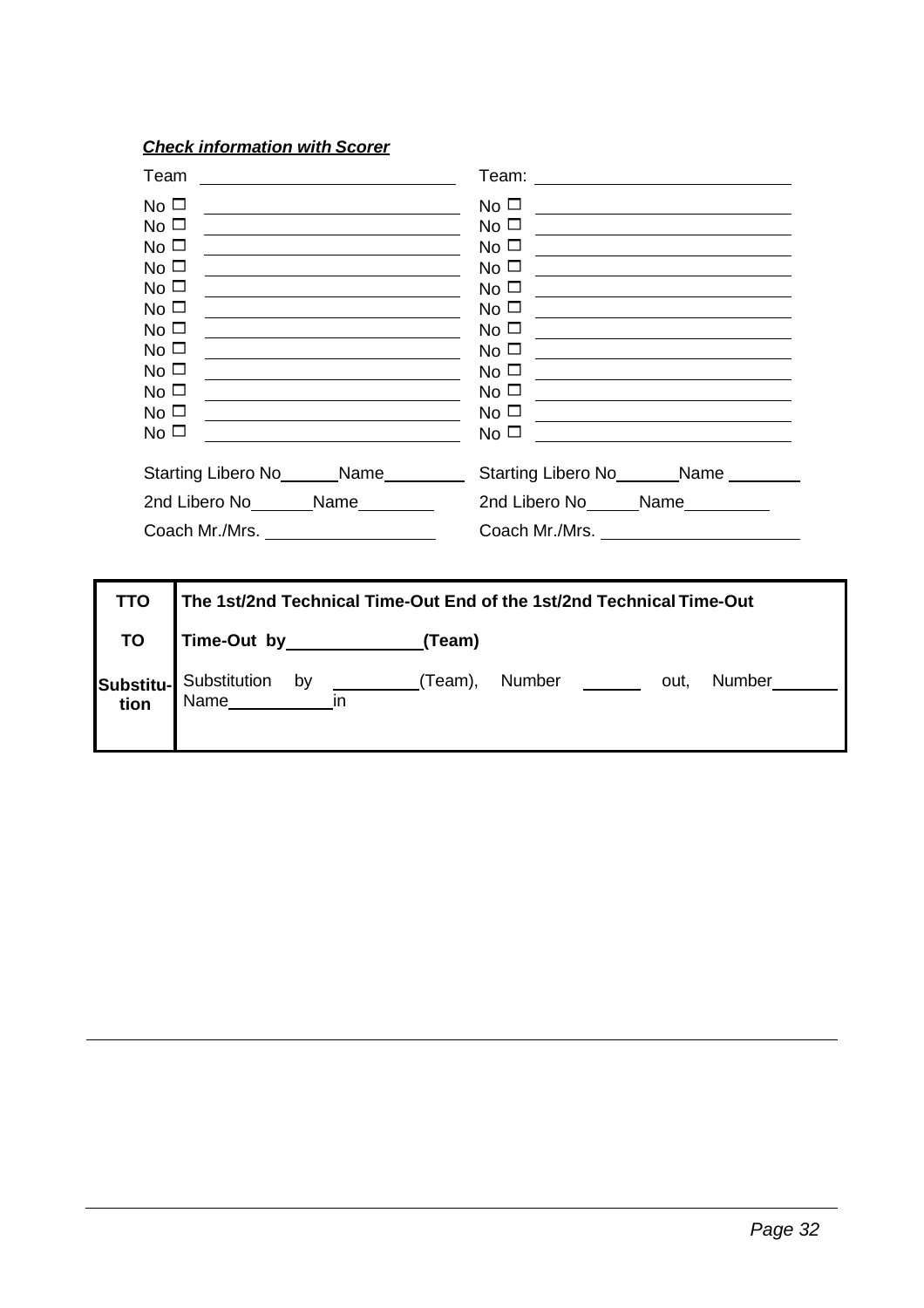***Check information with Scorer***

| Team ______________________ | Team: ______________________ |
|---|---|
| No ☐ ______________________ | No ☐ ______________________ |
| No ☐ ______________________ | No ☐ ______________________ |
| No ☐ ______________________ | No ☐ ______________________ |
| No ☐ ______________________ | No ☐ ______________________ |
| No ☐ ______________________ | No ☐ ______________________ |
| No ☐ ______________________ | No ☐ ______________________ |
| No ☐ ______________________ | No ☐ ______________________ |
| No ☐ ______________________ | No ☐ ______________________ |
| No ☐ ______________________ | No ☐ ______________________ |
| No ☐ ______________________ | No ☐ ______________________ |
| No ☐ ______________________ | No ☐ ______________________ |
| No ☐ ______________________ | No ☐ ______________________ |
| Starting Libero No______Name_________ | Starting Libero No_______Name ________ |
| 2nd Libero No_______Name________ | 2nd Libero No______Name_________ |
| Coach Mr./Mrs. __________________ | Coach Mr./Mrs. ____________________ |

| | |
|---|---|
| **TTO** | **The 1st/2nd Technical Time-Out End of the 1st/2nd Technical Time-Out** |
| **TO** | **Time-Out by______________(Team)** |
| **Substitu-tion** | Substitution by _________(Team), Number ______ out, Number_______ Name___________in |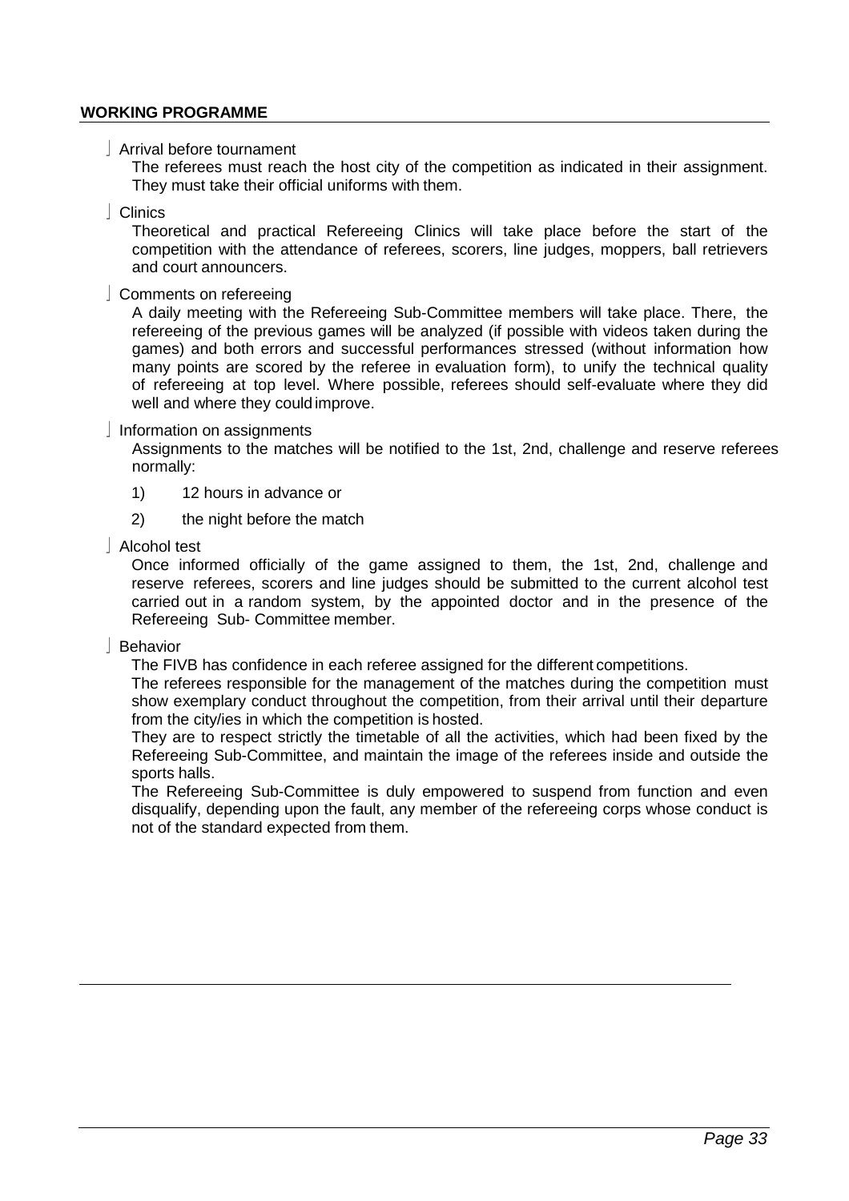## WORKING PROGRAMME

- Arrival before tournament

  The referees must reach the host city of the competition as indicated in their assignment. They must take their official uniforms with them.

- Clinics

  Theoretical and practical Refereeing Clinics will take place before the start of the competition with the attendance of referees, scorers, line judges, moppers, ball retrievers and court announcers.

- Comments on refereeing

  A daily meeting with the Refereeing Sub-Committee members will take place. There, the refereeing of the previous games will be analyzed (if possible with videos taken during the games) and both errors and successful performances stressed (without information how many points are scored by the referee in evaluation form), to unify the technical quality of refereeing at top level. Where possible, referees should self-evaluate where they did well and where they could improve.

- Information on assignments

  Assignments to the matches will be notified to the 1st, 2nd, challenge and reserve referees normally:

  1) 12 hours in advance or
  2) the night before the match

- Alcohol test

  Once informed officially of the game assigned to them, the 1st, 2nd, challenge and reserve referees, scorers and line judges should be submitted to the current alcohol test carried out in a random system, by the appointed doctor and in the presence of the Refereeing Sub- Committee member.

- Behavior

  The FIVB has confidence in each referee assigned for the different competitions.

  The referees responsible for the management of the matches during the competition must show exemplary conduct throughout the competition, from their arrival until their departure from the city/ies in which the competition is hosted.

  They are to respect strictly the timetable of all the activities, which had been fixed by the Refereeing Sub-Committee, and maintain the image of the referees inside and outside the sports halls.

  The Refereeing Sub-Committee is duly empowered to suspend from function and even disqualify, depending upon the fault, any member of the refereeing corps whose conduct is not of the standard expected from them.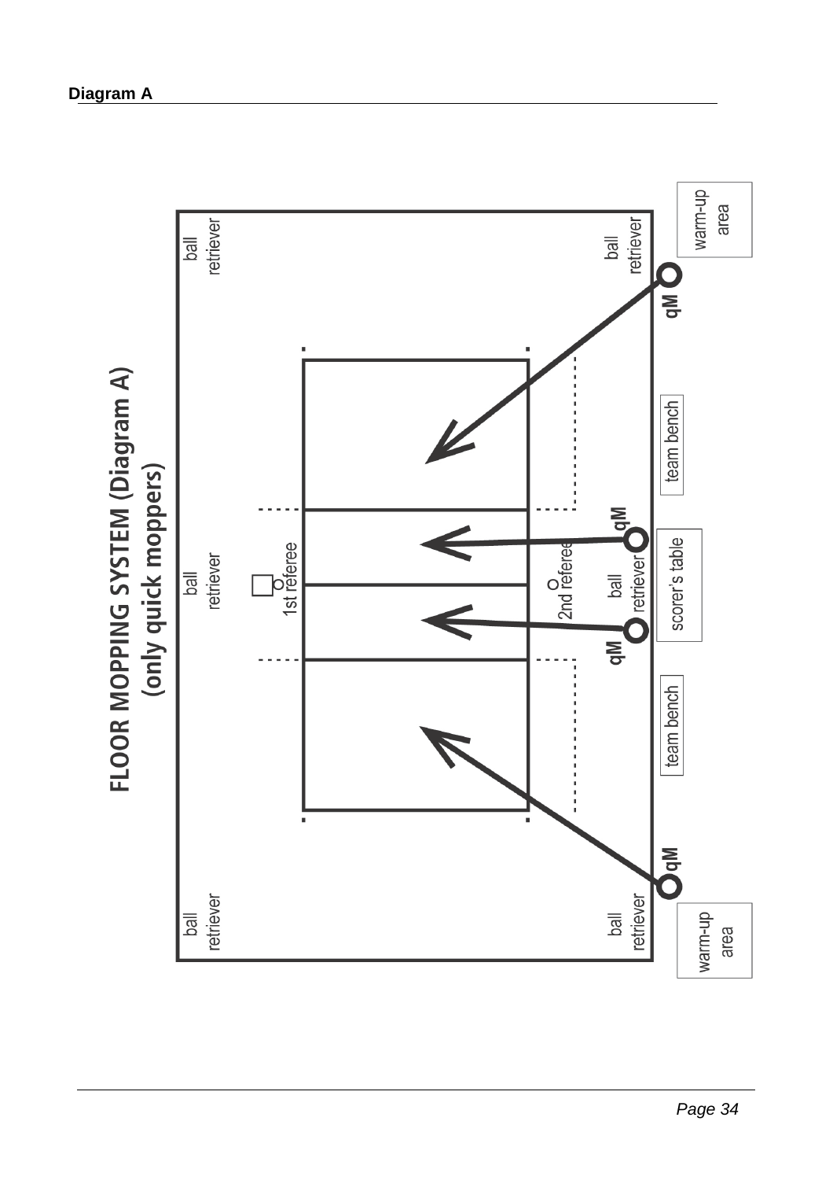**Diagram A**

FLOOR MOPPING SYSTEM (Diagram A)
(only quick moppers)

ball retriever

ball retriever

ball retriever

1st referee

2nd referee

ball retriever

ball retriever

ball retriever

qM

qM

qM

qM

team bench

scorer's table

team bench

warm-up area

warm-up area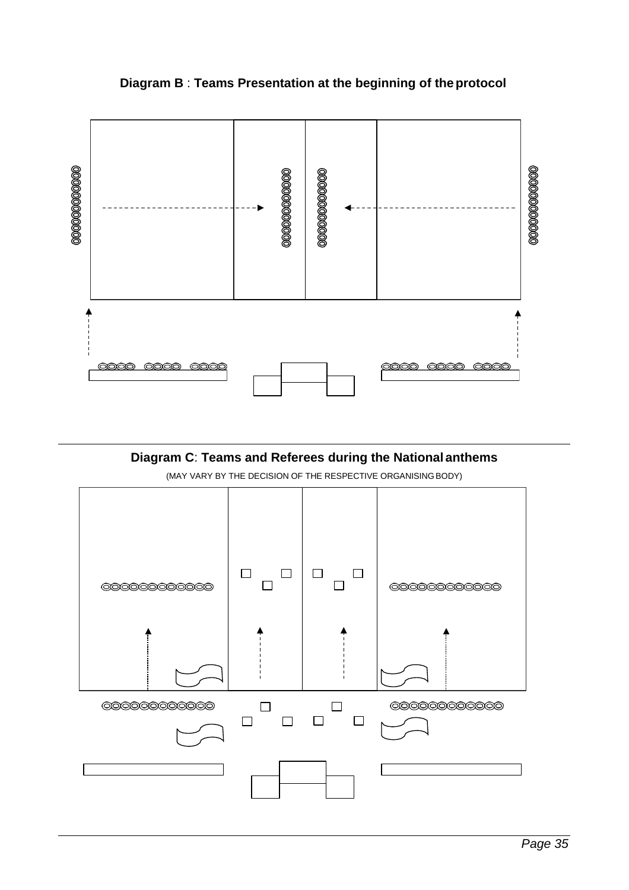**Diagram B** : **Teams Presentation at the beginning of the protocol**

**Diagram C**: **Teams and Referees during the National anthems**

(MAY VARY BY THE DECISION OF THE RESPECTIVE ORGANISING BODY)